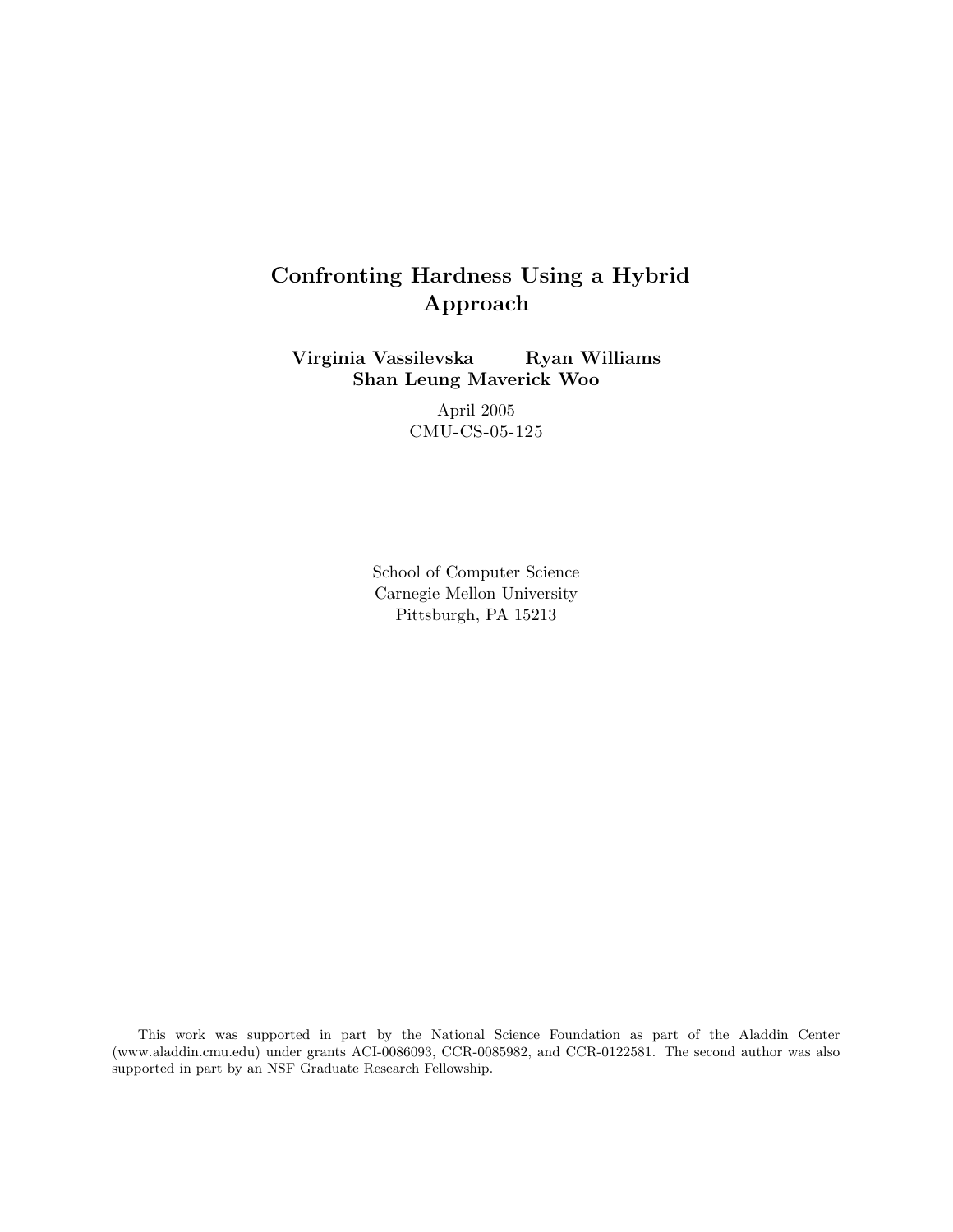# Confronting Hardness Using a Hybrid Approach

**Virginia Vassilevska** **Ryan Williams**
**Shan Leung Maverick Woo**

April 2005
CMU-CS-05-125

School of Computer Science
Carnegie Mellon University
Pittsburgh, PA 15213

This work was supported in part by the National Science Foundation as part of the Aladdin Center (www.aladdin.cmu.edu) under grants ACI-0086093, CCR-0085982, and CCR-0122581. The second author was also supported in part by an NSF Graduate Research Fellowship.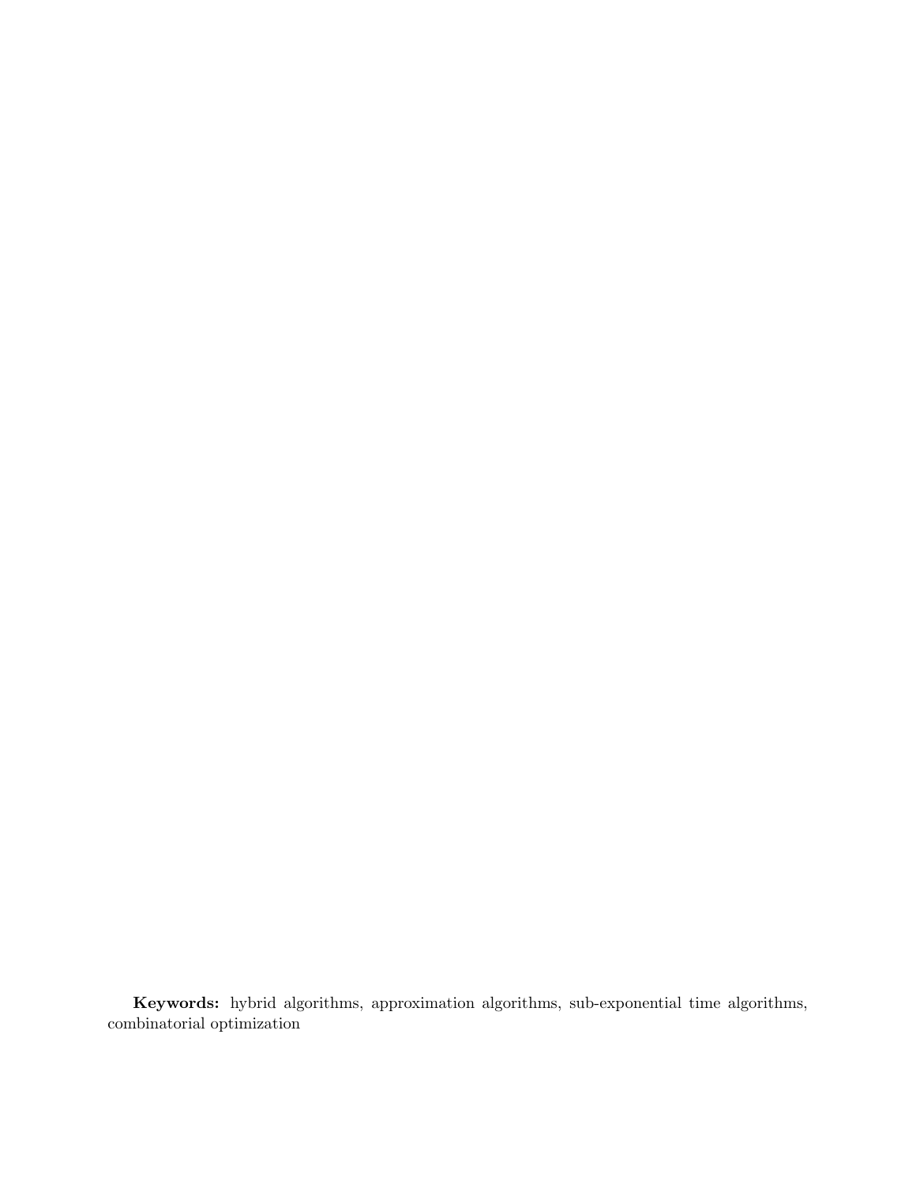**Keywords:** hybrid algorithms, approximation algorithms, sub-exponential time algorithms, combinatorial optimization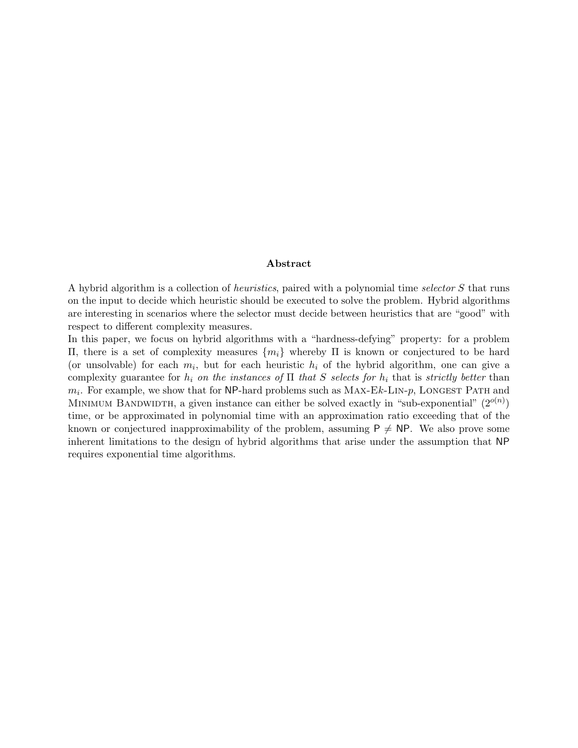## Abstract

A hybrid algorithm is a collection of *heuristics*, paired with a polynomial time *selector* $S$ that runs on the input to decide which heuristic should be executed to solve the problem. Hybrid algorithms are interesting in scenarios where the selector must decide between heuristics that are "good" with respect to different complexity measures.

In this paper, we focus on hybrid algorithms with a "hardness-defying" property: for a problem $\Pi$, there is a set of complexity measures $\{m_i\}$ whereby $\Pi$ is known or conjectured to be hard (or unsolvable) for each $m_i$, but for each heuristic $h_i$ of the hybrid algorithm, one can give a complexity guarantee for $h_i$ *on the instances of* $\Pi$ *that* $S$ *selects for* $h_i$ that is *strictly better* than $m_i$. For example, we show that for NP-hard problems such as Max-E$k$-Lin-$p$, Longest Path and Minimum Bandwidth, a given instance can either be solved exactly in "sub-exponential" ($2^{o(n)}$) time, or be approximated in polynomial time with an approximation ratio exceeding that of the known or conjectured inapproximability of the problem, assuming $\mathsf{P} \neq \mathsf{NP}$. We also prove some inherent limitations to the design of hybrid algorithms that arise under the assumption that NP requires exponential time algorithms.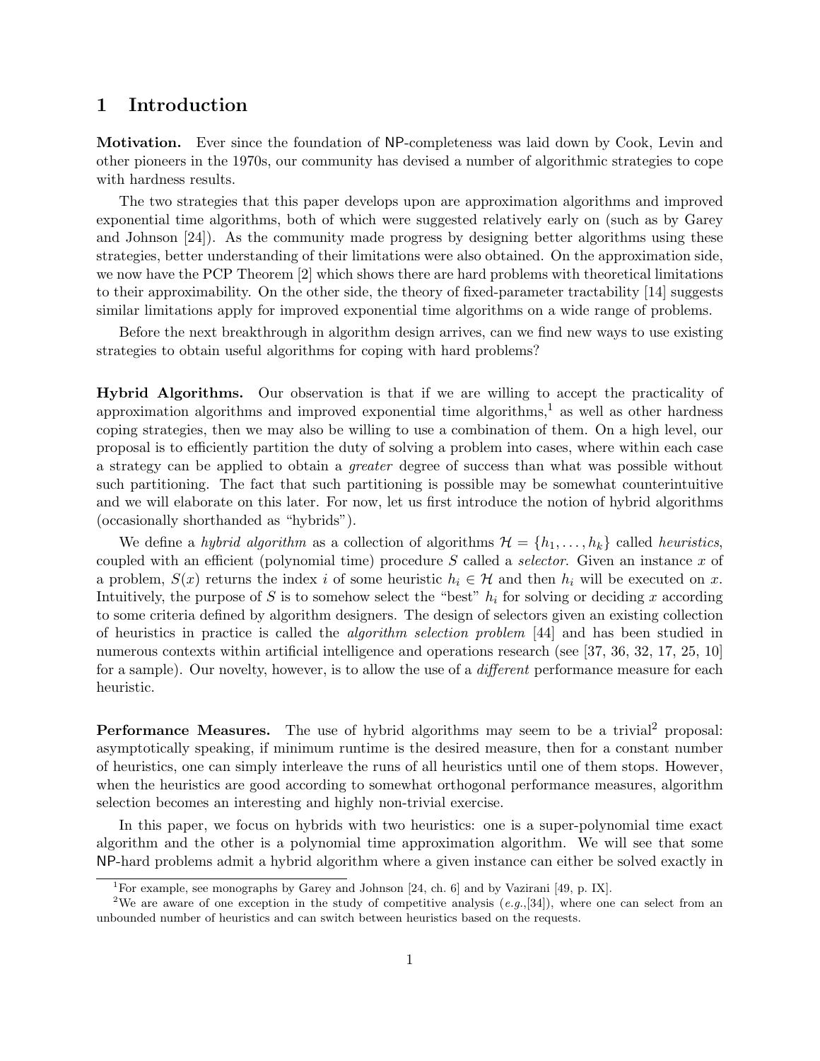# 1 Introduction

**Motivation.** Ever since the foundation of NP-completeness was laid down by Cook, Levin and other pioneers in the 1970s, our community has devised a number of algorithmic strategies to cope with hardness results.

The two strategies that this paper develops upon are approximation algorithms and improved exponential time algorithms, both of which were suggested relatively early on (such as by Garey and Johnson [24]). As the community made progress by designing better algorithms using these strategies, better understanding of their limitations were also obtained. On the approximation side, we now have the PCP Theorem [2] which shows there are hard problems with theoretical limitations to their approximability. On the other side, the theory of fixed-parameter tractability [14] suggests similar limitations apply for improved exponential time algorithms on a wide range of problems.

Before the next breakthrough in algorithm design arrives, can we find new ways to use existing strategies to obtain useful algorithms for coping with hard problems?

**Hybrid Algorithms.** Our observation is that if we are willing to accept the practicality of approximation algorithms and improved exponential time algorithms,[1] as well as other hardness coping strategies, then we may also be willing to use a combination of them. On a high level, our proposal is to efficiently partition the duty of solving a problem into cases, where within each case a strategy can be applied to obtain a *greater* degree of success than what was possible without such partitioning. The fact that such partitioning is possible may be somewhat counterintuitive and we will elaborate on this later. For now, let us first introduce the notion of hybrid algorithms (occasionally shorthanded as "hybrids").

We define a *hybrid algorithm* as a collection of algorithms $\mathcal{H} = \{h_1, \ldots, h_k\}$ called *heuristics*, coupled with an efficient (polynomial time) procedure $S$ called a *selector*. Given an instance $x$ of a problem, $S(x)$ returns the index $i$ of some heuristic $h_i \in \mathcal{H}$ and then $h_i$ will be executed on $x$. Intuitively, the purpose of $S$ is to somehow select the "best" $h_i$ for solving or deciding $x$ according to some criteria defined by algorithm designers. The design of selectors given an existing collection of heuristics in practice is called the *algorithm selection problem* [44] and has been studied in numerous contexts within artificial intelligence and operations research (see [37, 36, 32, 17, 25, 10] for a sample). Our novelty, however, is to allow the use of a *different* performance measure for each heuristic.

**Performance Measures.** The use of hybrid algorithms may seem to be a trivial[2] proposal: asymptotically speaking, if minimum runtime is the desired measure, then for a constant number of heuristics, one can simply interleave the runs of all heuristics until one of them stops. However, when the heuristics are good according to somewhat orthogonal performance measures, algorithm selection becomes an interesting and highly non-trivial exercise.

In this paper, we focus on hybrids with two heuristics: one is a super-polynomial time exact algorithm and the other is a polynomial time approximation algorithm. We will see that some NP-hard problems admit a hybrid algorithm where a given instance can either be solved exactly in

[1] For example, see monographs by Garey and Johnson [24, ch. 6] and by Vazirani [49, p. IX].

[2] We are aware of one exception in the study of competitive analysis (*e.g.*,[34]), where one can select from an unbounded number of heuristics and can switch between heuristics based on the requests.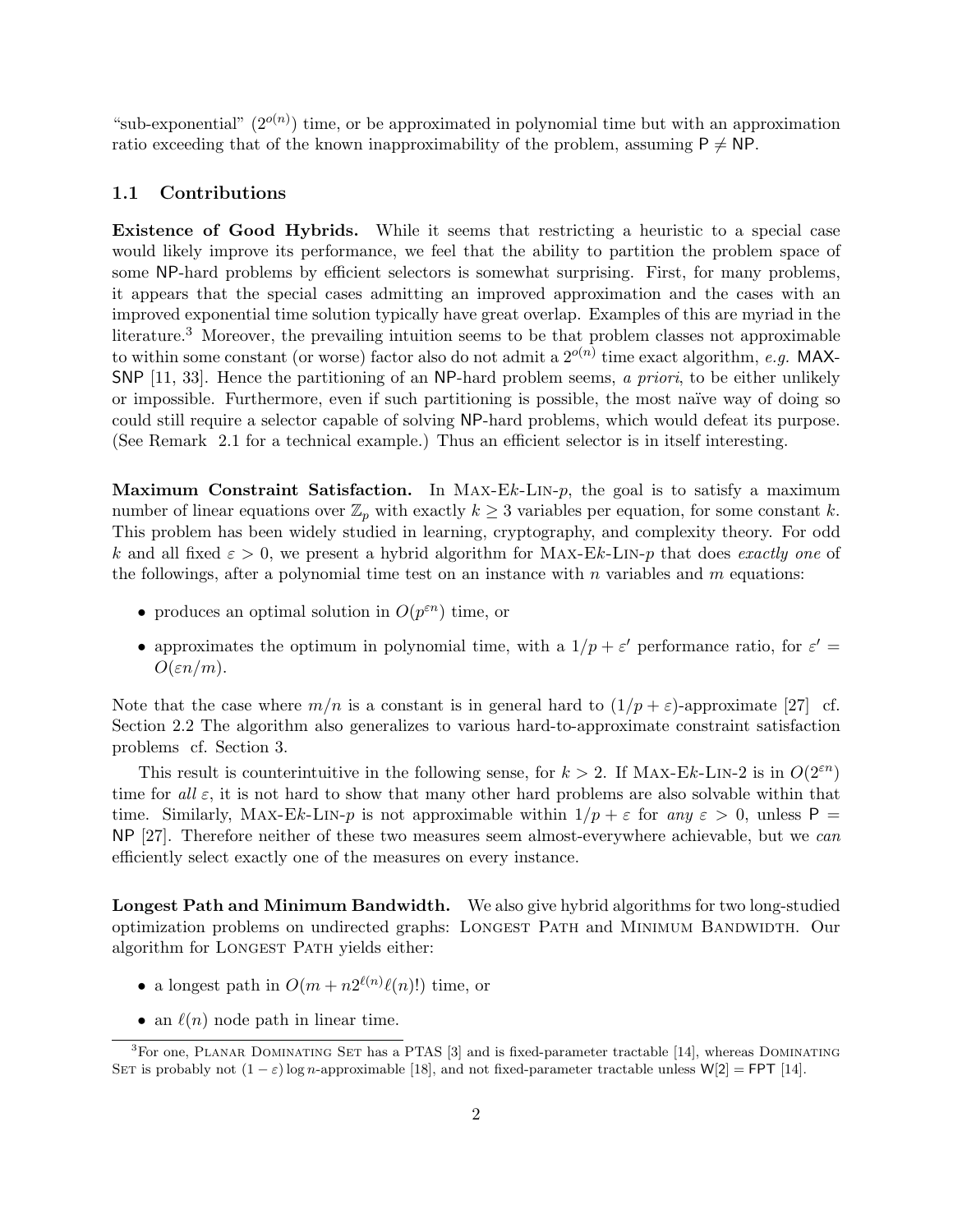"sub-exponential" ($2^{o(n)}$) time, or be approximated in polynomial time but with an approximation ratio exceeding that of the known inapproximability of the problem, assuming $\mathsf{P} \neq \mathsf{NP}$.

### 1.1 Contributions

**Existence of Good Hybrids.** While it seems that restricting a heuristic to a special case would likely improve its performance, we feel that the ability to partition the problem space of some NP-hard problems by efficient selectors is somewhat surprising. First, for many problems, it appears that the special cases admitting an improved approximation and the cases with an improved exponential time solution typically have great overlap. Examples of this are myriad in the literature.[3] Moreover, the prevailing intuition seems to be that problem classes not approximable to within some constant (or worse) factor also do not admit a $2^{o(n)}$ time exact algorithm, *e.g.* MAX-SNP [11, 33]. Hence the partitioning of an NP-hard problem seems, *a priori*, to be either unlikely or impossible. Furthermore, even if such partitioning is possible, the most naïve way of doing so could still require a selector capable of solving NP-hard problems, which would defeat its purpose. (See Remark 2.1 for a technical example.) Thus an efficient selector is in itself interesting.

**Maximum Constraint Satisfaction.** In MAX-E$k$-LIN-$p$, the goal is to satisfy a maximum number of linear equations over $\mathbb{Z}_p$ with exactly $k \geq 3$ variables per equation, for some constant $k$. This problem has been widely studied in learning, cryptography, and complexity theory. For odd $k$ and all fixed $\varepsilon > 0$, we present a hybrid algorithm for MAX-E$k$-LIN-$p$ that does *exactly one* of the followings, after a polynomial time test on an instance with $n$ variables and $m$ equations:

- produces an optimal solution in $O(p^{\varepsilon n})$ time, or
- approximates the optimum in polynomial time, with a $1/p + \varepsilon'$ performance ratio, for $\varepsilon' = O(\varepsilon n/m)$.

Note that the case where $m/n$ is a constant is in general hard to $(1/p + \varepsilon)$-approximate [27] cf. Section 2.2 The algorithm also generalizes to various hard-to-approximate constraint satisfaction problems cf. Section 3.

This result is counterintuitive in the following sense, for $k > 2$. If MAX-E$k$-LIN-2 is in $O(2^{\varepsilon n})$ time for *all* $\varepsilon$, it is not hard to show that many other hard problems are also solvable within that time. Similarly, MAX-E$k$-LIN-$p$ is not approximable within $1/p + \varepsilon$ for *any* $\varepsilon > 0$, unless $\mathsf{P} = \mathsf{NP}$ [27]. Therefore neither of these two measures seem almost-everywhere achievable, but we *can* efficiently select exactly one of the measures on every instance.

**Longest Path and Minimum Bandwidth.** We also give hybrid algorithms for two long-studied optimization problems on undirected graphs: LONGEST PATH and MINIMUM BANDWIDTH. Our algorithm for LONGEST PATH yields either:

- a longest path in $O(m + n2^{\ell(n)}\ell(n)!)$ time, or
- an $\ell(n)$ node path in linear time.

[3] For one, PLANAR DOMINATING SET has a PTAS [3] and is fixed-parameter tractable [14], whereas DOMINATING SET is probably not $(1 - \varepsilon)\log n$-approximable [18], and not fixed-parameter tractable unless $\mathsf{W}[2] = \mathsf{FPT}$ [14].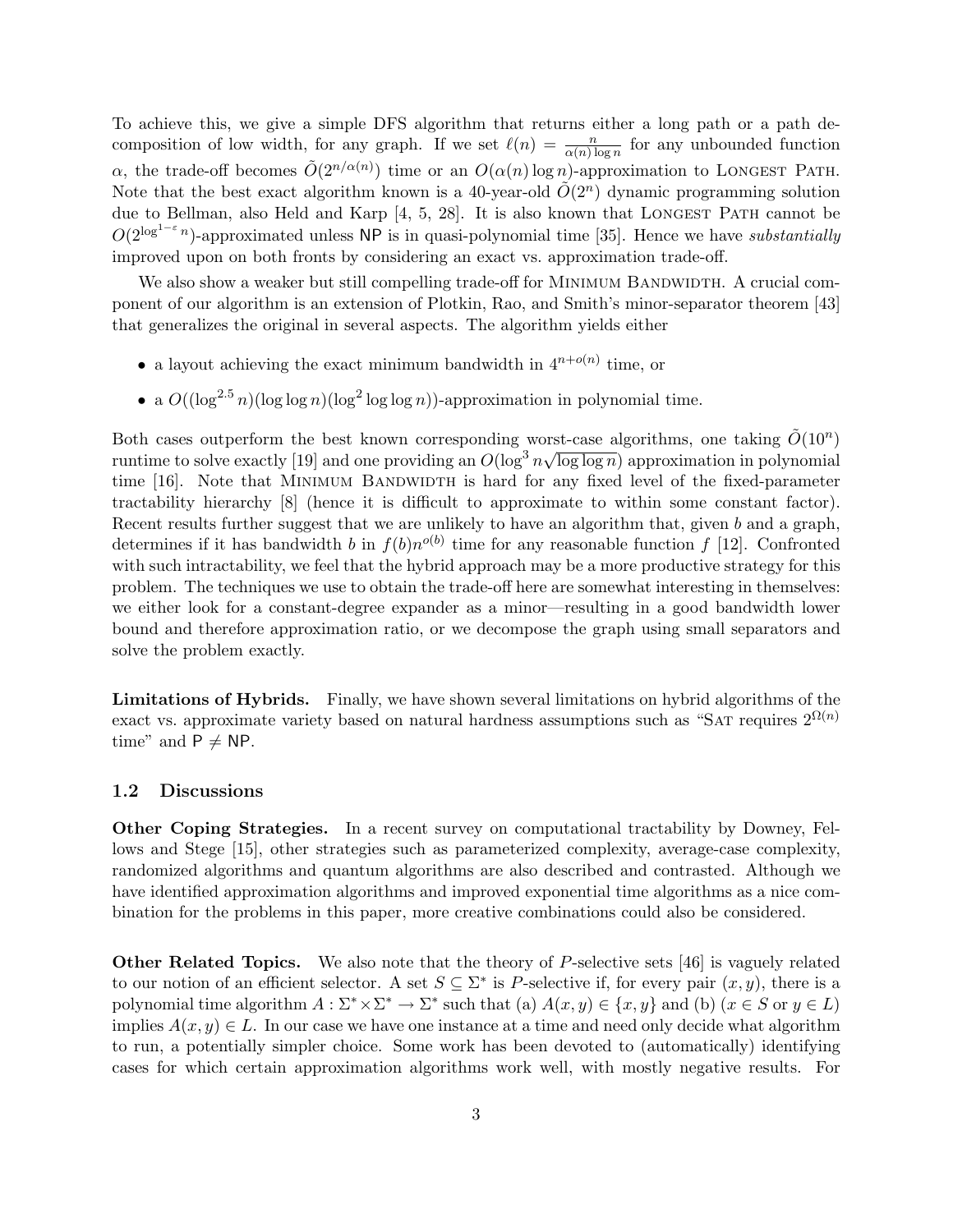To achieve this, we give a simple DFS algorithm that returns either a long path or a path decomposition of low width, for any graph. If we set $\ell(n) = \frac{n}{\alpha(n)\log n}$ for any unbounded function $\alpha$, the trade-off becomes $\tilde{O}(2^{n/\alpha(n)})$ time or an $O(\alpha(n)\log n)$-approximation to Longest Path. Note that the best exact algorithm known is a 40-year-old $\tilde{O}(2^n)$ dynamic programming solution due to Bellman, also Held and Karp [4, 5, 28]. It is also known that Longest Path cannot be $O(2^{\log^{1-\varepsilon} n})$-approximated unless NP is in quasi-polynomial time [35]. Hence we have *substantially* improved upon on both fronts by considering an exact vs. approximation trade-off.

We also show a weaker but still compelling trade-off for Minimum Bandwidth. A crucial component of our algorithm is an extension of Plotkin, Rao, and Smith's minor-separator theorem [43] that generalizes the original in several aspects. The algorithm yields either

- a layout achieving the exact minimum bandwidth in $4^{n+o(n)}$ time, or
- a $O((\log^{2.5} n)(\log\log n)(\log^2 \log\log n))$-approximation in polynomial time.

Both cases outperform the best known corresponding worst-case algorithms, one taking $\tilde{O}(10^n)$ runtime to solve exactly [19] and one providing an $O(\log^3 n\sqrt{\log\log n})$ approximation in polynomial time [16]. Note that Minimum Bandwidth is hard for any fixed level of the fixed-parameter tractability hierarchy [8] (hence it is difficult to approximate to within some constant factor). Recent results further suggest that we are unlikely to have an algorithm that, given $b$ and a graph, determines if it has bandwidth $b$ in $f(b)n^{o(b)}$ time for any reasonable function $f$ [12]. Confronted with such intractability, we feel that the hybrid approach may be a more productive strategy for this problem. The techniques we use to obtain the trade-off here are somewhat interesting in themselves: we either look for a constant-degree expander as a minor—resulting in a good bandwidth lower bound and therefore approximation ratio, or we decompose the graph using small separators and solve the problem exactly.

**Limitations of Hybrids.** Finally, we have shown several limitations on hybrid algorithms of the exact vs. approximate variety based on natural hardness assumptions such as "Sat requires $2^{\Omega(n)}$ time" and $\mathsf{P} \neq \mathsf{NP}$.

### 1.2 Discussions

**Other Coping Strategies.** In a recent survey on computational tractability by Downey, Fellows and Stege [15], other strategies such as parameterized complexity, average-case complexity, randomized algorithms and quantum algorithms are also described and contrasted. Although we have identified approximation algorithms and improved exponential time algorithms as a nice combination for the problems in this paper, more creative combinations could also be considered.

**Other Related Topics.** We also note that the theory of $P$-selective sets [46] is vaguely related to our notion of an efficient selector. A set $S \subseteq \Sigma^*$ is $P$-selective if, for every pair $(x, y)$, there is a polynomial time algorithm $A : \Sigma^* \times \Sigma^* \to \Sigma^*$ such that (a) $A(x, y) \in \{x, y\}$ and (b) ($x \in S$ or $y \in L$) implies $A(x, y) \in L$. In our case we have one instance at a time and need only decide what algorithm to run, a potentially simpler choice. Some work has been devoted to (automatically) identifying cases for which certain approximation algorithms work well, with mostly negative results. For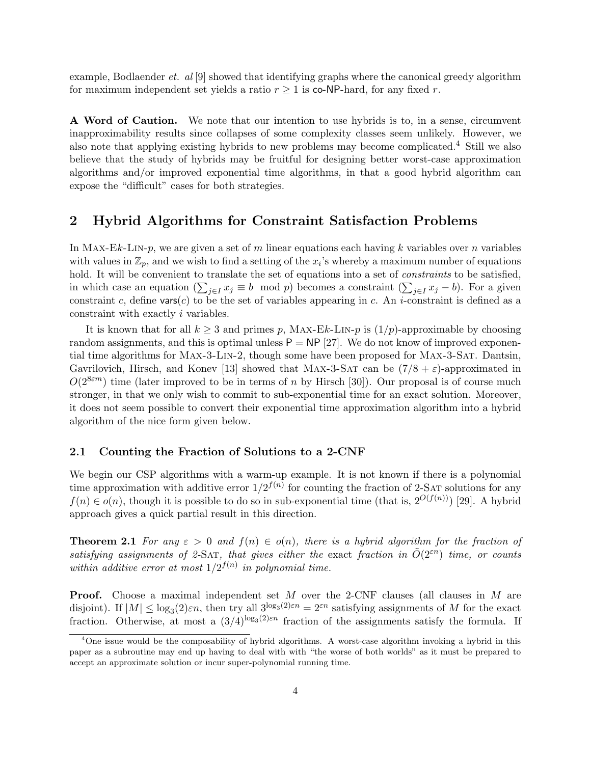example, Bodlaender *et. al* [9] showed that identifying graphs where the canonical greedy algorithm for maximum independent set yields a ratio $r \geq 1$ is co-NP-hard, for any fixed $r$.

**A Word of Caution.** We note that our intention to use hybrids is to, in a sense, circumvent inapproximability results since collapses of some complexity classes seem unlikely. However, we also note that applying existing hybrids to new problems may become complicated.[4] Still we also believe that the study of hybrids may be fruitful for designing better worst-case approximation algorithms and/or improved exponential time algorithms, in that a good hybrid algorithm can expose the "difficult" cases for both strategies.

## 2 Hybrid Algorithms for Constraint Satisfaction Problems

In MAX-E$k$-LIN-$p$, we are given a set of $m$ linear equations each having $k$ variables over $n$ variables with values in $\mathbb{Z}_p$, and we wish to find a setting of the $x_i$'s whereby a maximum number of equations hold. It will be convenient to translate the set of equations into a set of *constraints* to be satisfied, in which case an equation ($\sum_{j \in I} x_j \equiv b \mod p$) becomes a constraint ($\sum_{j \in I} x_j - b$). For a given constraint $c$, define $\mathsf{vars}(c)$ to be the set of variables appearing in $c$. An $i$-constraint is defined as a constraint with exactly $i$ variables.

It is known that for all $k \geq 3$ and primes $p$, MAX-E$k$-LIN-$p$ is $(1/p)$-approximable by choosing random assignments, and this is optimal unless P = NP [27]. We do not know of improved exponential time algorithms for MAX-3-LIN-2, though some have been proposed for MAX-3-SAT. Dantsin, Gavrilovich, Hirsch, and Konev [13] showed that MAX-3-SAT can be $(7/8 + \varepsilon)$-approximated in $O(2^{8\varepsilon m})$ time (later improved to be in terms of $n$ by Hirsch [30]). Our proposal is of course much stronger, in that we only wish to commit to sub-exponential time for an exact solution. Moreover, it does not seem possible to convert their exponential time approximation algorithm into a hybrid algorithm of the nice form given below.

### 2.1 Counting the Fraction of Solutions to a 2-CNF

We begin our CSP algorithms with a warm-up example. It is not known if there is a polynomial time approximation with additive error $1/2^{f(n)}$ for counting the fraction of 2-SAT solutions for any $f(n) \in o(n)$, though it is possible to do so in sub-exponential time (that is, $2^{O(f(n))}$) [29]. A hybrid approach gives a quick partial result in this direction.

**Theorem 2.1** *For any $\varepsilon > 0$ and $f(n) \in o(n)$, there is a hybrid algorithm for the fraction of satisfying assignments of 2-SAT, that gives either the* exact *fraction in $\tilde{O}(2^{\varepsilon n})$ time, or counts within additive error at most $1/2^{f(n)}$ in polynomial time.*

**Proof.** Choose a maximal independent set $M$ over the 2-CNF clauses (all clauses in $M$ are disjoint). If $|M| \leq \log_3(2)\varepsilon n$, then try all $3^{\log_3(2)\varepsilon n} = 2^{\varepsilon n}$ satisfying assignments of $M$ for the exact fraction. Otherwise, at most a $(3/4)^{\log_3(2)\varepsilon n}$ fraction of the assignments satisfy the formula. If

[4] One issue would be the composability of hybrid algorithms. A worst-case algorithm invoking a hybrid in this paper as a subroutine may end up having to deal with with "the worse of both worlds" as it must be prepared to accept an approximate solution or incur super-polynomial running time.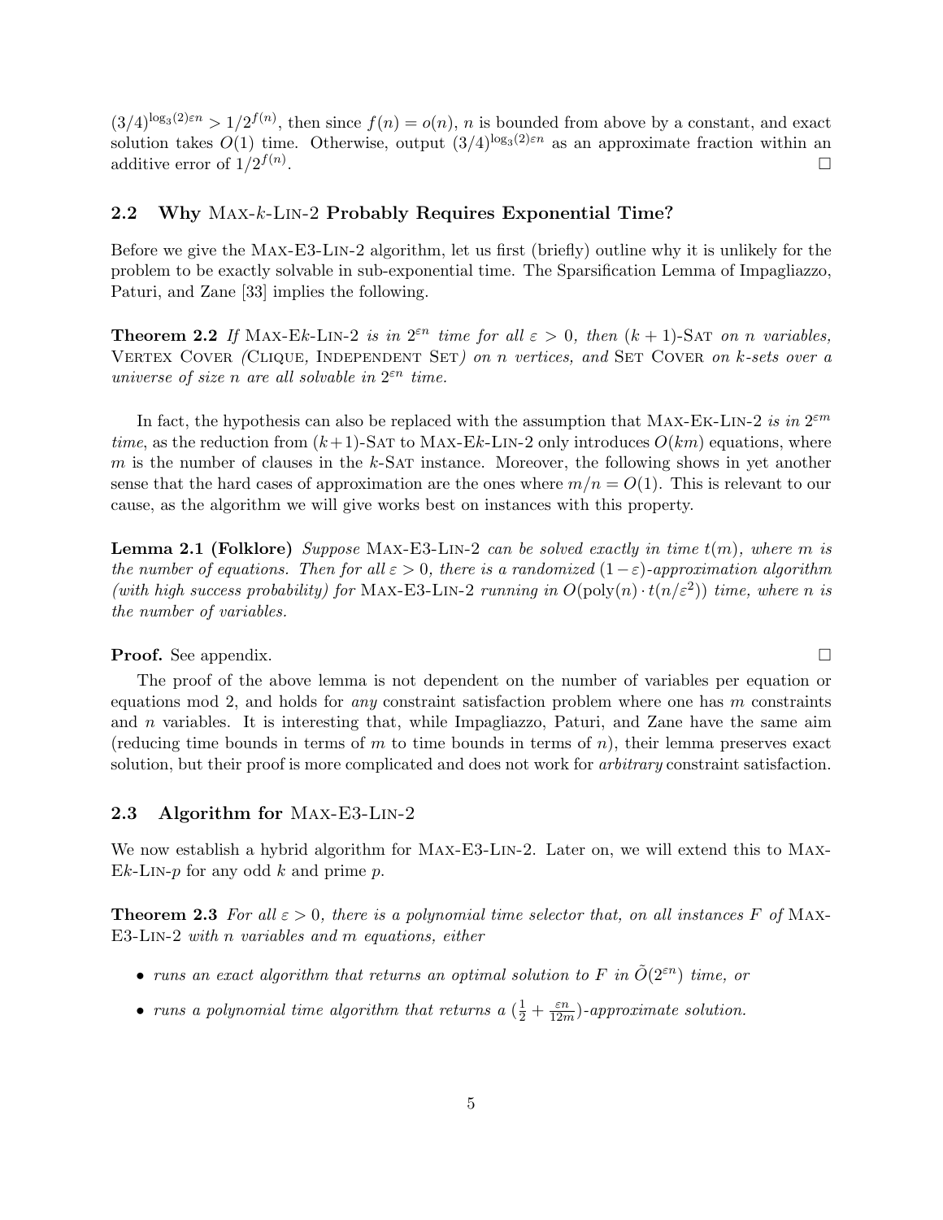$(3/4)^{\log_3(2)\varepsilon n} > 1/2^{f(n)}$, then since $f(n) = o(n)$, $n$ is bounded from above by a constant, and exact solution takes $O(1)$ time. Otherwise, output $(3/4)^{\log_3(2)\varepsilon n}$ as an approximate fraction within an additive error of $1/2^{f(n)}$. □

## 2.2 Why Max-$k$-Lin-2 Probably Requires Exponential Time?

Before we give the Max-E3-Lin-2 algorithm, let us first (briefly) outline why it is unlikely for the problem to be exactly solvable in sub-exponential time. The Sparsification Lemma of Impagliazzo, Paturi, and Zane [33] implies the following.

**Theorem 2.2** *If* Max-E$k$-Lin-2 *is in* $2^{\varepsilon n}$ *time for all* $\varepsilon > 0$*, then* $(k+1)$-Sat *on* $n$ *variables,* Vertex Cover *(*Clique, Independent Set*) on* $n$ *vertices, and* Set Cover *on* $k$*-sets over a universe of size* $n$ *are all solvable in* $2^{\varepsilon n}$ *time.*

In fact, the hypothesis can also be replaced with the assumption that Max-Ek-Lin-2 *is in* $2^{\varepsilon m}$ *time*, as the reduction from $(k+1)$-Sat to Max-E$k$-Lin-2 only introduces $O(km)$ equations, where $m$ is the number of clauses in the $k$-Sat instance. Moreover, the following shows in yet another sense that the hard cases of approximation are the ones where $m/n = O(1)$. This is relevant to our cause, as the algorithm we will give works best on instances with this property.

**Lemma 2.1 (Folklore)** *Suppose* Max-E3-Lin-2 *can be solved exactly in time* $t(m)$*, where* $m$ *is the number of equations. Then for all* $\varepsilon > 0$*, there is a randomized* $(1-\varepsilon)$*-approximation algorithm (with high success probability) for* Max-E3-Lin-2 *running in* $O(\text{poly}(n) \cdot t(n/\varepsilon^2))$ *time, where* $n$ *is the number of variables.*

**Proof.** See appendix. □

The proof of the above lemma is not dependent on the number of variables per equation or equations mod 2, and holds for *any* constraint satisfaction problem where one has $m$ constraints and $n$ variables. It is interesting that, while Impagliazzo, Paturi, and Zane have the same aim (reducing time bounds in terms of $m$ to time bounds in terms of $n$), their lemma preserves exact solution, but their proof is more complicated and does not work for *arbitrary* constraint satisfaction.

## 2.3 Algorithm for Max-E3-Lin-2

We now establish a hybrid algorithm for Max-E3-Lin-2. Later on, we will extend this to Max-E$k$-Lin-$p$ for any odd $k$ and prime $p$.

**Theorem 2.3** *For all* $\varepsilon > 0$*, there is a polynomial time selector that, on all instances* $F$ *of* Max-E3-Lin-2 *with* $n$ *variables and* $m$ *equations, either*

- *runs an exact algorithm that returns an optimal solution to* $F$ *in* $\tilde{O}(2^{\varepsilon n})$ *time, or*
- *runs a polynomial time algorithm that returns a* $(\frac{1}{2} + \frac{\varepsilon n}{12m})$*-approximate solution.*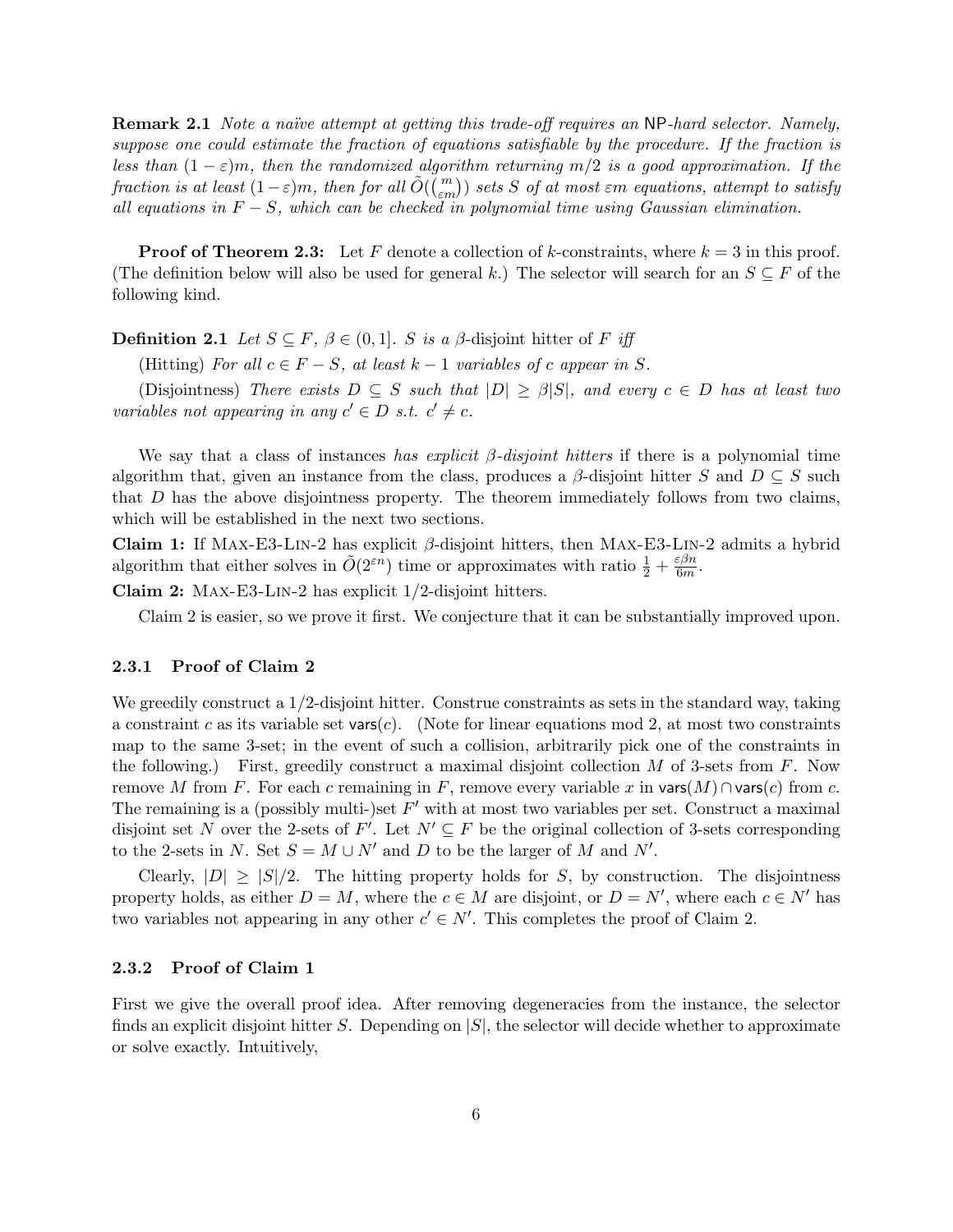**Remark 2.1** *Note a naïve attempt at getting this trade-off requires an* NP*-hard selector. Namely, suppose one could estimate the fraction of equations satisfiable by the procedure. If the fraction is less than $(1-\varepsilon)m$, then the randomized algorithm returning $m/2$ is a good approximation. If the fraction is at least $(1-\varepsilon)m$, then for all $\tilde{O}(\binom{m}{\varepsilon m})$ sets $S$ of at most $\varepsilon m$ equations, attempt to satisfy all equations in $F - S$, which can be checked in polynomial time using Gaussian elimination.*

**Proof of Theorem 2.3:** Let $F$ denote a collection of $k$-constraints, where $k = 3$ in this proof. (The definition below will also be used for general $k$.) The selector will search for an $S \subseteq F$ of the following kind.

**Definition 2.1** *Let $S \subseteq F$, $\beta \in (0, 1]$. $S$ is a* $\beta$-disjoint hitter *of $F$ iff*

(Hitting) *For all $c \in F - S$, at least $k-1$ variables of $c$ appear in $S$.*

(Disjointness) *There exists $D \subseteq S$ such that $|D| \geq \beta|S|$, and every $c \in D$ has at least two variables not appearing in any $c' \in D$ s.t. $c' \neq c$.*

We say that a class of instances *has explicit $\beta$-disjoint hitters* if there is a polynomial time algorithm that, given an instance from the class, produces a $\beta$-disjoint hitter $S$ and $D \subseteq S$ such that $D$ has the above disjointness property. The theorem immediately follows from two claims, which will be established in the next two sections.

**Claim 1:** If Max-E3-Lin-2 has explicit $\beta$-disjoint hitters, then Max-E3-Lin-2 admits a hybrid algorithm that either solves in $\tilde{O}(2^{\varepsilon n})$ time or approximates with ratio $\frac{1}{2} + \frac{\varepsilon \beta n}{6m}$.

**Claim 2:** Max-E3-Lin-2 has explicit 1/2-disjoint hitters.

Claim 2 is easier, so we prove it first. We conjecture that it can be substantially improved upon.

### 2.3.1 Proof of Claim 2

We greedily construct a 1/2-disjoint hitter. Construe constraints as sets in the standard way, taking a constraint $c$ as its variable set $\mathsf{vars}(c)$. (Note for linear equations mod 2, at most two constraints map to the same 3-set; in the event of such a collision, arbitrarily pick one of the constraints in the following.) First, greedily construct a maximal disjoint collection $M$ of 3-sets from $F$. Now remove $M$ from $F$. For each $c$ remaining in $F$, remove every variable $x$ in $\mathsf{vars}(M) \cap \mathsf{vars}(c)$ from $c$. The remaining is a (possibly multi-)set $F'$ with at most two variables per set. Construct a maximal disjoint set $N$ over the 2-sets of $F'$. Let $N' \subseteq F$ be the original collection of 3-sets corresponding to the 2-sets in $N$. Set $S = M \cup N'$ and $D$ to be the larger of $M$ and $N'$.

Clearly, $|D| \geq |S|/2$. The hitting property holds for $S$, by construction. The disjointness property holds, as either $D = M$, where the $c \in M$ are disjoint, or $D = N'$, where each $c \in N'$ has two variables not appearing in any other $c' \in N'$. This completes the proof of Claim 2.

### 2.3.2 Proof of Claim 1

First we give the overall proof idea. After removing degeneracies from the instance, the selector finds an explicit disjoint hitter $S$. Depending on $|S|$, the selector will decide whether to approximate or solve exactly. Intuitively,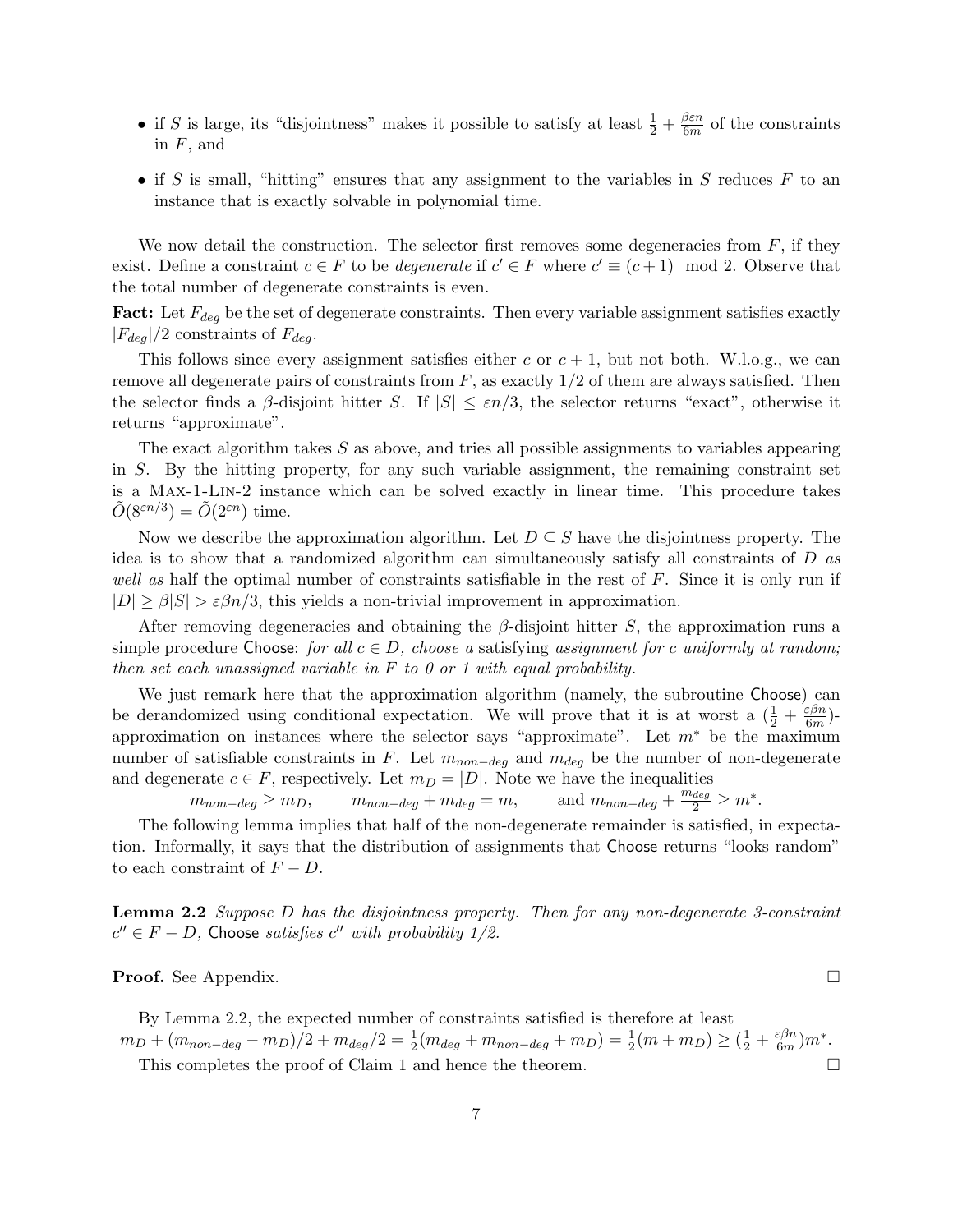- if $S$ is large, its "disjointness" makes it possible to satisfy at least $\frac{1}{2} + \frac{\beta \varepsilon n}{6m}$ of the constraints in $F$, and
- if $S$ is small, "hitting" ensures that any assignment to the variables in $S$ reduces $F$ to an instance that is exactly solvable in polynomial time.

We now detail the construction. The selector first removes some degeneracies from $F$, if they exist. Define a constraint $c \in F$ to be *degenerate* if $c' \in F$ where $c' \equiv (c+1) \mod 2$. Observe that the total number of degenerate constraints is even.

**Fact:** Let $F_{deg}$ be the set of degenerate constraints. Then every variable assignment satisfies exactly $|F_{deg}|/2$ constraints of $F_{deg}$.

This follows since every assignment satisfies either $c$ or $c+1$, but not both. W.l.o.g., we can remove all degenerate pairs of constraints from $F$, as exactly $1/2$ of them are always satisfied. Then the selector finds a $\beta$-disjoint hitter $S$. If $|S| \leq \varepsilon n/3$, the selector returns "exact", otherwise it returns "approximate".

The exact algorithm takes $S$ as above, and tries all possible assignments to variables appearing in $S$. By the hitting property, for any such variable assignment, the remaining constraint set is a Max-1-Lin-2 instance which can be solved exactly in linear time. This procedure takes $\tilde{O}(8^{\varepsilon n/3}) = \tilde{O}(2^{\varepsilon n})$ time.

Now we describe the approximation algorithm. Let $D \subseteq S$ have the disjointness property. The idea is to show that a randomized algorithm can simultaneously satisfy all constraints of $D$ *as well as* half the optimal number of constraints satisfiable in the rest of $F$. Since it is only run if $|D| \geq \beta|S| > \varepsilon\beta n/3$, this yields a non-trivial improvement in approximation.

After removing degeneracies and obtaining the $\beta$-disjoint hitter $S$, the approximation runs a simple procedure Choose: *for all $c \in D$, choose a* satisfying *assignment for $c$ uniformly at random; then set each unassigned variable in $F$ to 0 or 1 with equal probability.*

We just remark here that the approximation algorithm (namely, the subroutine Choose) can be derandomized using conditional expectation. We will prove that it is at worst a $(\frac{1}{2} + \frac{\varepsilon\beta n}{6m})$-approximation on instances where the selector says "approximate". Let $m^*$ be the maximum number of satisfiable constraints in $F$. Let $m_{non-deg}$ and $m_{deg}$ be the number of non-degenerate and degenerate $c \in F$, respectively. Let $m_D = |D|$. Note we have the inequalities

$$m_{non-deg} \geq m_D, \qquad m_{non-deg} + m_{deg} = m, \qquad \text{and } m_{non-deg} + \frac{m_{deg}}{2} \geq m^*.$$

The following lemma implies that half of the non-degenerate remainder is satisfied, in expectation. Informally, it says that the distribution of assignments that Choose returns "looks random" to each constraint of $F - D$.

**Lemma 2.2** *Suppose $D$ has the disjointness property. Then for any non-degenerate 3-constraint $c'' \in F - D$,* Choose *satisfies $c''$ with probability 1/2.*

**Proof.** See Appendix. □

By Lemma 2.2, the expected number of constraints satisfied is therefore at least
$m_D + (m_{non-deg} - m_D)/2 + m_{deg}/2 = \frac{1}{2}(m_{deg} + m_{non-deg} + m_D) = \frac{1}{2}(m + m_D) \geq (\frac{1}{2} + \frac{\varepsilon\beta n}{6m})m^*$.

This completes the proof of Claim 1 and hence the theorem. □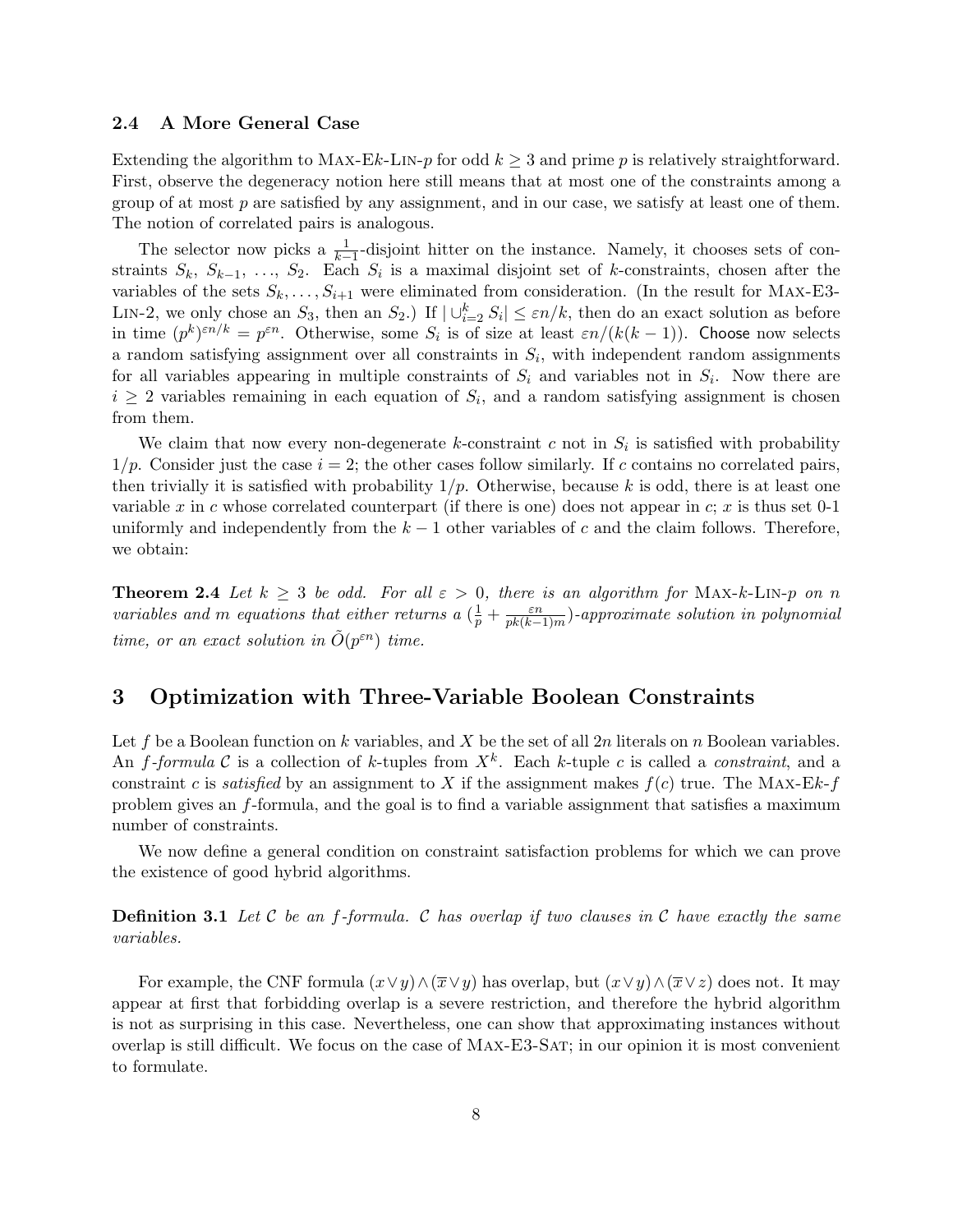### 2.4 A More General Case

Extending the algorithm to MAX-E$k$-LIN-$p$ for odd $k \geq 3$ and prime $p$ is relatively straightforward. First, observe the degeneracy notion here still means that at most one of the constraints among a group of at most $p$ are satisfied by any assignment, and in our case, we satisfy at least one of them. The notion of correlated pairs is analogous.

The selector now picks a $\frac{1}{k-1}$-disjoint hitter on the instance. Namely, it chooses sets of constraints $S_k$, $S_{k-1}$, ..., $S_2$. Each $S_i$ is a maximal disjoint set of $k$-constraints, chosen after the variables of the sets $S_k, \ldots, S_{i+1}$ were eliminated from consideration. (In the result for MAX-E3-LIN-2, we only chose an $S_3$, then an $S_2$.) If $|\cup_{i=2}^{k} S_i| \leq \varepsilon n/k$, then do an exact solution as before in time $(p^k)^{\varepsilon n/k} = p^{\varepsilon n}$. Otherwise, some $S_i$ is of size at least $\varepsilon n/(k(k-1))$. Choose now selects a random satisfying assignment over all constraints in $S_i$, with independent random assignments for all variables appearing in multiple constraints of $S_i$ and variables not in $S_i$. Now there are $i \geq 2$ variables remaining in each equation of $S_i$, and a random satisfying assignment is chosen from them.

We claim that now every non-degenerate $k$-constraint $c$ not in $S_i$ is satisfied with probability $1/p$. Consider just the case $i = 2$; the other cases follow similarly. If $c$ contains no correlated pairs, then trivially it is satisfied with probability $1/p$. Otherwise, because $k$ is odd, there is at least one variable $x$ in $c$ whose correlated counterpart (if there is one) does not appear in $c$; $x$ is thus set 0-1 uniformly and independently from the $k-1$ other variables of $c$ and the claim follows. Therefore, we obtain:

**Theorem 2.4** *Let $k \geq 3$ be odd. For all $\varepsilon > 0$, there is an algorithm for* MAX-$k$-LIN-$p$ *on $n$ variables and $m$ equations that either returns a $(\frac{1}{p} + \frac{\varepsilon n}{pk(k-1)m})$-approximate solution in polynomial time, or an exact solution in $\tilde{O}(p^{\varepsilon n})$ time.*

## 3 Optimization with Three-Variable Boolean Constraints

Let $f$ be a Boolean function on $k$ variables, and $X$ be the set of all $2n$ literals on $n$ Boolean variables. An *$f$-formula* $\mathcal{C}$ is a collection of $k$-tuples from $X^k$. Each $k$-tuple $c$ is called a *constraint*, and a constraint $c$ is *satisfied* by an assignment to $X$ if the assignment makes $f(c)$ true. The MAX-E$k$-$f$ problem gives an $f$-formula, and the goal is to find a variable assignment that satisfies a maximum number of constraints.

We now define a general condition on constraint satisfaction problems for which we can prove the existence of good hybrid algorithms.

**Definition 3.1** *Let $\mathcal{C}$ be an $f$-formula. $\mathcal{C}$ has overlap if two clauses in $\mathcal{C}$ have exactly the same variables.*

For example, the CNF formula $(x \vee y) \wedge (\overline{x} \vee y)$ has overlap, but $(x \vee y) \wedge (\overline{x} \vee z)$ does not. It may appear at first that forbidding overlap is a severe restriction, and therefore the hybrid algorithm is not as surprising in this case. Nevertheless, one can show that approximating instances without overlap is still difficult. We focus on the case of MAX-E3-SAT; in our opinion it is most convenient to formulate.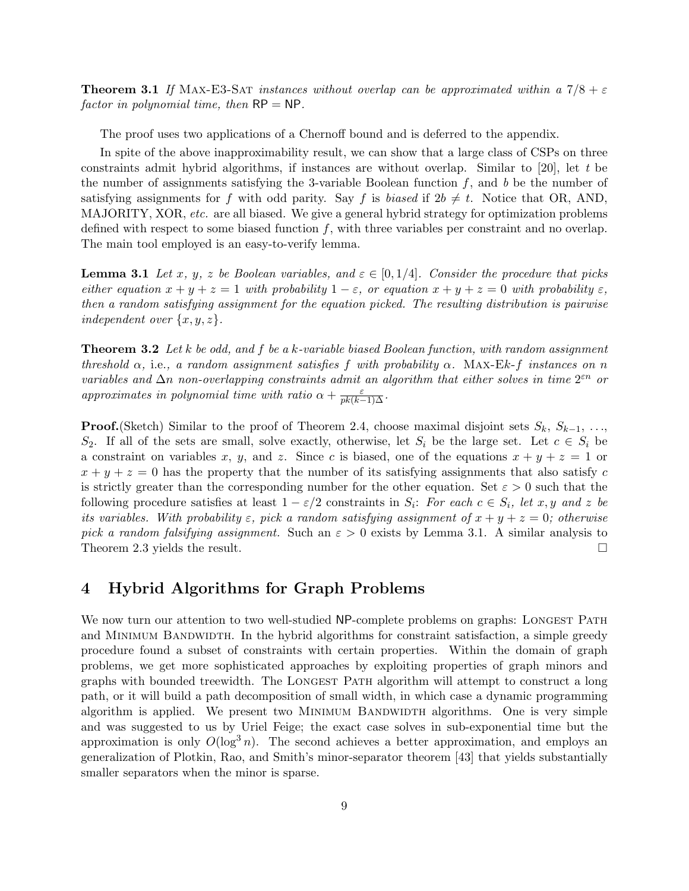**Theorem 3.1** *If* Max-E3-Sat *instances without overlap can be approximated within a* $7/8 + \varepsilon$ *factor in polynomial time, then* $\mathsf{RP} = \mathsf{NP}$.

The proof uses two applications of a Chernoff bound and is deferred to the appendix.

In spite of the above inapproximability result, we can show that a large class of CSPs on three constraints admit hybrid algorithms, if instances are without overlap. Similar to [20], let $t$ be the number of assignments satisfying the 3-variable Boolean function $f$, and $b$ be the number of satisfying assignments for $f$ with odd parity. Say $f$ is *biased* if $2b \neq t$. Notice that OR, AND, MAJORITY, XOR, *etc.* are all biased. We give a general hybrid strategy for optimization problems defined with respect to some biased function $f$, with three variables per constraint and no overlap. The main tool employed is an easy-to-verify lemma.

**Lemma 3.1** *Let* $x$, $y$, $z$ *be Boolean variables, and* $\varepsilon \in [0, 1/4]$. *Consider the procedure that picks either equation* $x + y + z = 1$ *with probability* $1 - \varepsilon$, *or equation* $x + y + z = 0$ *with probability* $\varepsilon$, *then a random satisfying assignment for the equation picked. The resulting distribution is pairwise independent over* $\{x, y, z\}$.

**Theorem 3.2** *Let* $k$ *be odd, and* $f$ *be a* $k$*-variable biased Boolean function, with random assignment threshold* $\alpha$, i.e., *a random assignment satisfies* $f$ *with probability* $\alpha$. Max-E$k$-$f$ *instances on* $n$ *variables and* $\Delta n$ *non-overlapping constraints admit an algorithm that either solves in time* $2^{\varepsilon n}$ *or approximates in polynomial time with ratio* $\alpha + \frac{\varepsilon}{pk(k-1)\Delta}$.

**Proof.**(Sketch) Similar to the proof of Theorem 2.4, choose maximal disjoint sets $S_k$, $S_{k-1}$, $\ldots$, $S_2$. If all of the sets are small, solve exactly, otherwise, let $S_i$ be the large set. Let $c \in S_i$ be a constraint on variables $x$, $y$, and $z$. Since $c$ is biased, one of the equations $x + y + z = 1$ or $x + y + z = 0$ has the property that the number of its satisfying assignments that also satisfy $c$ is strictly greater than the corresponding number for the other equation. Set $\varepsilon > 0$ such that the following procedure satisfies at least $1 - \varepsilon/2$ constraints in $S_i$: *For each* $c \in S_i$, *let* $x, y$ *and* $z$ *be its variables. With probability* $\varepsilon$, *pick a random satisfying assignment of* $x + y + z = 0$; *otherwise pick a random falsifying assignment.* Such an $\varepsilon > 0$ exists by Lemma 3.1. A similar analysis to Theorem 2.3 yields the result. □

# 4 Hybrid Algorithms for Graph Problems

We now turn our attention to two well-studied $\mathsf{NP}$-complete problems on graphs: Longest Path and Minimum Bandwidth. In the hybrid algorithms for constraint satisfaction, a simple greedy procedure found a subset of constraints with certain properties. Within the domain of graph problems, we get more sophisticated approaches by exploiting properties of graph minors and graphs with bounded treewidth. The Longest Path algorithm will attempt to construct a long path, or it will build a path decomposition of small width, in which case a dynamic programming algorithm is applied. We present two Minimum Bandwidth algorithms. One is very simple and was suggested to us by Uriel Feige; the exact case solves in sub-exponential time but the approximation is only $O(\log^3 n)$. The second achieves a better approximation, and employs an generalization of Plotkin, Rao, and Smith's minor-separator theorem [43] that yields substantially smaller separators when the minor is sparse.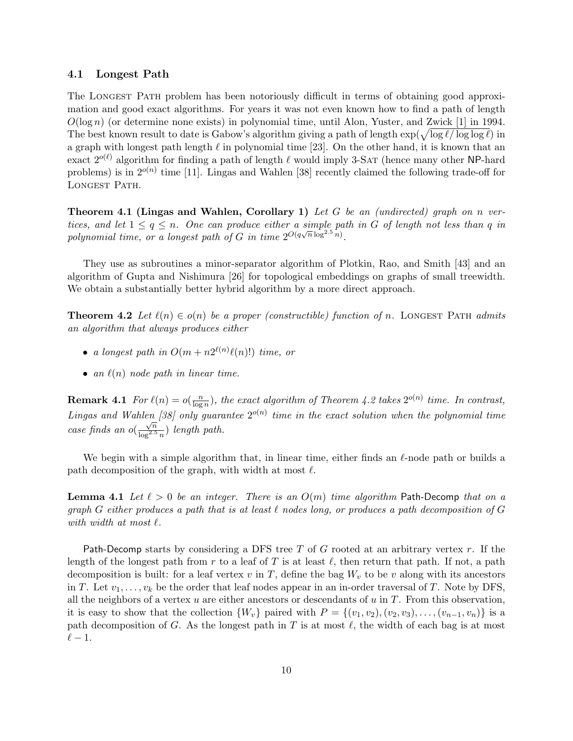### 4.1 Longest Path

The Longest Path problem has been notoriously difficult in terms of obtaining good approximation and good exact algorithms. For years it was not even known how to find a path of length $O(\log n)$ (or determine none exists) in polynomial time, until Alon, Yuster, and Zwick [1] in 1994. The best known result to date is Gabow's algorithm giving a path of length $\exp(\sqrt{\log \ell / \log \log \ell})$ in a graph with longest path length $\ell$ in polynomial time [23]. On the other hand, it is known that an exact $2^{o(\ell)}$ algorithm for finding a path of length $\ell$ would imply 3-Sat (hence many other NP-hard problems) is in $2^{o(n)}$ time [11]. Lingas and Wahlen [38] recently claimed the following trade-off for Longest Path.

**Theorem 4.1 (Lingas and Wahlen, Corollary 1)** *Let $G$ be an (undirected) graph on $n$ vertices, and let $1 \leq q \leq n$. One can produce either a simple path in $G$ of length not less than $q$ in polynomial time, or a longest path of $G$ in time $2^{O(q\sqrt{n}\log^{2.5} n)}$.*

They use as subroutines a minor-separator algorithm of Plotkin, Rao, and Smith [43] and an algorithm of Gupta and Nishimura [26] for topological embeddings on graphs of small treewidth. We obtain a substantially better hybrid algorithm by a more direct approach.

**Theorem 4.2** *Let $\ell(n) \in o(n)$ be a proper (constructible) function of $n$. Longest Path admits an algorithm that always produces either*

- *a longest path in $O(m + n2^{\ell(n)}\ell(n)!)$ time, or*
- *an $\ell(n)$ node path in linear time.*

**Remark 4.1** *For $\ell(n) = o(\frac{n}{\log n})$, the exact algorithm of Theorem 4.2 takes $2^{o(n)}$ time. In contrast, Lingas and Wahlen [38] only guarantee $2^{o(n)}$ time in the exact solution when the polynomial time case finds an $o(\frac{\sqrt{n}}{\log^{2.5} n})$ length path.*

We begin with a simple algorithm that, in linear time, either finds an $\ell$-node path or builds a path decomposition of the graph, with width at most $\ell$.

**Lemma 4.1** *Let $\ell > 0$ be an integer. There is an $O(m)$ time algorithm* Path-Decomp *that on a graph $G$ either produces a path that is at least $\ell$ nodes long, or produces a path decomposition of $G$ with width at most $\ell$.*

Path-Decomp starts by considering a DFS tree $T$ of $G$ rooted at an arbitrary vertex $r$. If the length of the longest path from $r$ to a leaf of $T$ is at least $\ell$, then return that path. If not, a path decomposition is built: for a leaf vertex $v$ in $T$, define the bag $W_v$ to be $v$ along with its ancestors in $T$. Let $v_1, \ldots, v_k$ be the order that leaf nodes appear in an in-order traversal of $T$. Note by DFS, all the neighbors of a vertex $u$ are either ancestors or descendants of $u$ in $T$. From this observation, it is easy to show that the collection $\{W_v\}$ paired with $P = \{(v_1, v_2), (v_2, v_3), \ldots, (v_{n-1}, v_n)\}$ is a path decomposition of $G$. As the longest path in $T$ is at most $\ell$, the width of each bag is at most $\ell - 1$.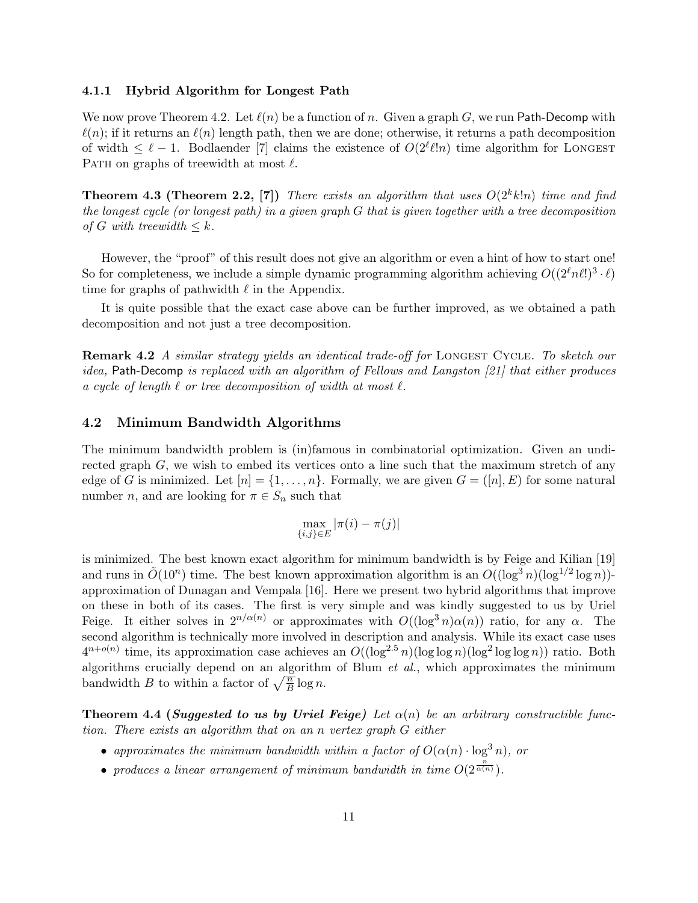### 4.1.1 Hybrid Algorithm for Longest Path

We now prove Theorem 4.2. Let $\ell(n)$ be a function of $n$. Given a graph $G$, we run Path-Decomp with $\ell(n)$; if it returns an $\ell(n)$ length path, then we are done; otherwise, it returns a path decomposition of width $\leq \ell - 1$. Bodlaender [7] claims the existence of $O(2^{\ell}\ell!n)$ time algorithm for LONGEST PATH on graphs of treewidth at most $\ell$.

**Theorem 4.3 (Theorem 2.2, [7])** *There exists an algorithm that uses $O(2^k k! n)$ time and find the longest cycle (or longest path) in a given graph $G$ that is given together with a tree decomposition of $G$ with treewidth $\leq k$.*

However, the "proof" of this result does not give an algorithm or even a hint of how to start one! So for completeness, we include a simple dynamic programming algorithm achieving $O((2^{\ell}n\ell!)^3 \cdot \ell)$ time for graphs of pathwidth $\ell$ in the Appendix.

It is quite possible that the exact case above can be further improved, as we obtained a path decomposition and not just a tree decomposition.

**Remark 4.2** *A similar strategy yields an identical trade-off for* LONGEST CYCLE. *To sketch our idea,* Path-Decomp *is replaced with an algorithm of Fellows and Langston [21] that either produces a cycle of length $\ell$ or tree decomposition of width at most $\ell$.*

## 4.2 Minimum Bandwidth Algorithms

The minimum bandwidth problem is (in)famous in combinatorial optimization. Given an undirected graph $G$, we wish to embed its vertices onto a line such that the maximum stretch of any edge of $G$ is minimized. Let $[n] = \{1, \ldots, n\}$. Formally, we are given $G = ([n], E)$ for some natural number $n$, and are looking for $\pi \in S_n$ such that

$$\max_{\{i,j\} \in E} |\pi(i) - \pi(j)|$$

is minimized. The best known exact algorithm for minimum bandwidth is by Feige and Kilian [19] and runs in $\tilde{O}(10^n)$ time. The best known approximation algorithm is an $O((\log^3 n)(\log^{1/2} \log n))$-approximation of Dunagan and Vempala [16]. Here we present two hybrid algorithms that improve on these in both of its cases. The first is very simple and was kindly suggested to us by Uriel Feige. It either solves in $2^{n/\alpha(n)}$ or approximates with $O((\log^3 n)\alpha(n))$ ratio, for any $\alpha$. The second algorithm is technically more involved in description and analysis. While its exact case uses $4^{n+o(n)}$ time, its approximation case achieves an $O((\log^{2.5} n)(\log \log n)(\log^2 \log \log n))$ ratio. Both algorithms crucially depend on an algorithm of Blum *et al.*, which approximates the minimum bandwidth $B$ to within a factor of $\sqrt{\frac{n}{B}} \log n$.

**Theorem 4.4 (*Suggested to us by Uriel Feige*)** *Let $\alpha(n)$ be an arbitrary constructible function. There exists an algorithm that on an $n$ vertex graph $G$ either*

- *approximates the minimum bandwidth within a factor of $O(\alpha(n) \cdot \log^3 n)$, or*
- *produces a linear arrangement of minimum bandwidth in time $O(2^{\frac{n}{\alpha(n)}})$.*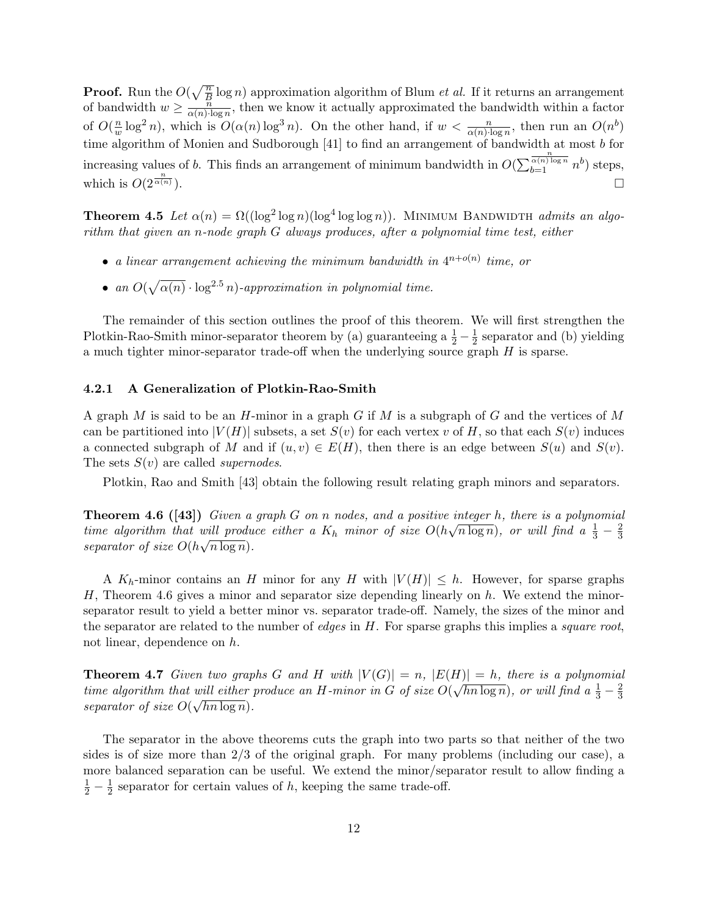**Proof.** Run the $O(\sqrt{\frac{n}{B}}\log n)$ approximation algorithm of Blum *et al.* If it returns an arrangement of bandwidth $w \geq \frac{n}{\alpha(n)\cdot\log n}$, then we know it actually approximated the bandwidth within a factor of $O(\frac{n}{w}\log^2 n)$, which is $O(\alpha(n)\log^3 n)$. On the other hand, if $w < \frac{n}{\alpha(n)\cdot\log n}$, then run an $O(n^b)$ time algorithm of Monien and Sudborough [41] to find an arrangement of bandwidth at most $b$ for increasing values of $b$. This finds an arrangement of minimum bandwidth in $O(\sum_{b=1}^{\frac{n}{\alpha(n)\log n}} n^b)$ steps, which is $O(2^{\frac{n}{\alpha(n)}})$. □

**Theorem 4.5** *Let $\alpha(n) = \Omega((\log^2\log n)(\log^4\log\log n))$.* Minimum Bandwidth *admits an algorithm that given an $n$-node graph $G$ always produces, after a polynomial time test, either*

- *a linear arrangement achieving the minimum bandwidth in $4^{n+o(n)}$ time, or*
- *an $O(\sqrt{\alpha(n)}\cdot\log^{2.5} n)$-approximation in polynomial time.*

The remainder of this section outlines the proof of this theorem. We will first strengthen the Plotkin-Rao-Smith minor-separator theorem by (a) guaranteeing a $\frac{1}{2}-\frac{1}{2}$ separator and (b) yielding a much tighter minor-separator trade-off when the underlying source graph $H$ is sparse.

### 4.2.1 A Generalization of Plotkin-Rao-Smith

A graph $M$ is said to be an $H$-minor in a graph $G$ if $M$ is a subgraph of $G$ and the vertices of $M$ can be partitioned into $|V(H)|$ subsets, a set $S(v)$ for each vertex $v$ of $H$, so that each $S(v)$ induces a connected subgraph of $M$ and if $(u,v) \in E(H)$, then there is an edge between $S(u)$ and $S(v)$. The sets $S(v)$ are called *supernodes*.

Plotkin, Rao and Smith [43] obtain the following result relating graph minors and separators.

**Theorem 4.6 ([43])** *Given a graph $G$ on $n$ nodes, and a positive integer $h$, there is a polynomial time algorithm that will produce either a $K_h$ minor of size $O(h\sqrt{n\log n})$, or will find a $\frac{1}{3}-\frac{2}{3}$ separator of size $O(h\sqrt{n\log n})$.*

A $K_h$-minor contains an $H$ minor for any $H$ with $|V(H)| \leq h$. However, for sparse graphs $H$, Theorem 4.6 gives a minor and separator size depending linearly on $h$. We extend the minor-separator result to yield a better minor vs. separator trade-off. Namely, the sizes of the minor and the separator are related to the number of *edges* in $H$. For sparse graphs this implies a *square root*, not linear, dependence on $h$.

**Theorem 4.7** *Given two graphs $G$ and $H$ with $|V(G)| = n$, $|E(H)| = h$, there is a polynomial time algorithm that will either produce an $H$-minor in $G$ of size $O(\sqrt{hn\log n})$, or will find a $\frac{1}{3}-\frac{2}{3}$ separator of size $O(\sqrt{hn\log n})$.*

The separator in the above theorems cuts the graph into two parts so that neither of the two sides is of size more than 2/3 of the original graph. For many problems (including our case), a more balanced separation can be useful. We extend the minor/separator result to allow finding a $\frac{1}{2}-\frac{1}{2}$ separator for certain values of $h$, keeping the same trade-off.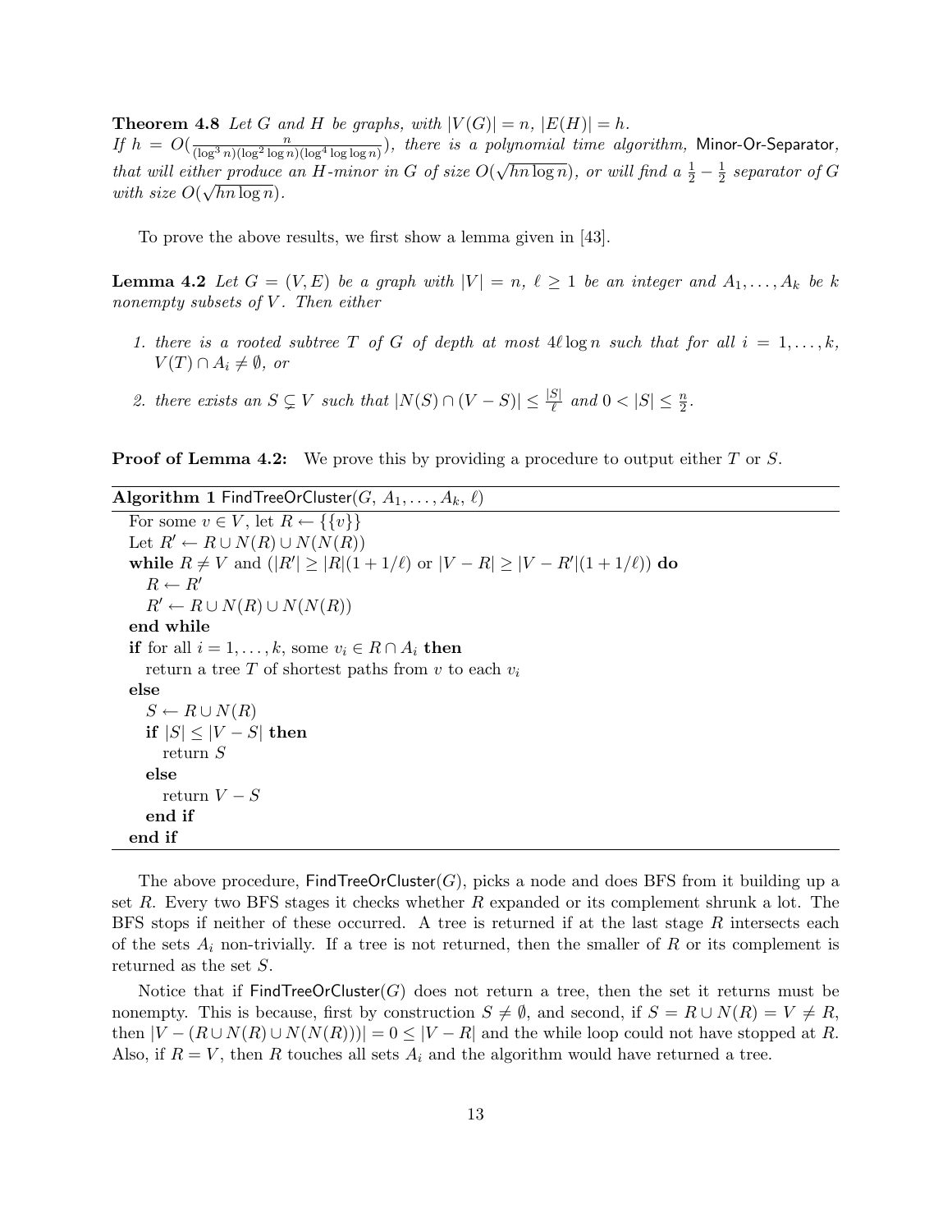**Theorem 4.8** *Let $G$ and $H$ be graphs, with $|V(G)| = n$, $|E(H)| = h$. If $h = O(\frac{n}{(\log^3 n)(\log^2 \log n)(\log^4 \log \log n)})$, there is a polynomial time algorithm,* Minor-Or-Separator*, that will either produce an $H$-minor in $G$ of size $O(\sqrt{hn \log n})$, or will find a $\frac{1}{2} - \frac{1}{2}$ separator of $G$ with size $O(\sqrt{hn \log n})$.*

To prove the above results, we first show a lemma given in [43].

**Lemma 4.2** *Let $G = (V, E)$ be a graph with $|V| = n$, $\ell \geq 1$ be an integer and $A_1, \ldots, A_k$ be $k$ nonempty subsets of $V$. Then either*

1. *there is a rooted subtree $T$ of $G$ of depth at most $4\ell \log n$ such that for all $i = 1, \ldots, k$, $V(T) \cap A_i \neq \emptyset$, or*
2. *there exists an $S \subsetneq V$ such that $|N(S) \cap (V - S)| \leq \frac{|S|}{\ell}$ and $0 < |S| \leq \frac{n}{2}$.*

**Proof of Lemma 4.2:** We prove this by providing a procedure to output either $T$ or $S$.

**Algorithm 1** FindTreeOrCluster($G$, $A_1, \ldots, A_k$, $\ell$)

```
For some v ∈ V, let R ← {{v}}
Let R' ← R ∪ N(R) ∪ N(N(R))
while R ≠ V and (|R'| ≥ |R|(1 + 1/ℓ) or |V − R| ≥ |V − R'|(1 + 1/ℓ)) do
    R ← R'
    R' ← R ∪ N(R) ∪ N(N(R))
end while
if for all i = 1, . . . , k, some v_i ∈ R ∩ A_i then
    return a tree T of shortest paths from v to each v_i
else
    S ← R ∪ N(R)
    if |S| ≤ |V − S| then
        return S
    else
        return V − S
    end if
end if
```

The above procedure, FindTreeOrCluster($G$), picks a node and does BFS from it building up a set $R$. Every two BFS stages it checks whether $R$ expanded or its complement shrunk a lot. The BFS stops if neither of these occurred. A tree is returned if at the last stage $R$ intersects each of the sets $A_i$ non-trivially. If a tree is not returned, then the smaller of $R$ or its complement is returned as the set $S$.

Notice that if FindTreeOrCluster($G$) does not return a tree, then the set it returns must be nonempty. This is because, first by construction $S \neq \emptyset$, and second, if $S = R \cup N(R) = V \neq R$, then $|V - (R \cup N(R) \cup N(N(R)))| = 0 \leq |V - R|$ and the while loop could not have stopped at $R$. Also, if $R = V$, then $R$ touches all sets $A_i$ and the algorithm would have returned a tree.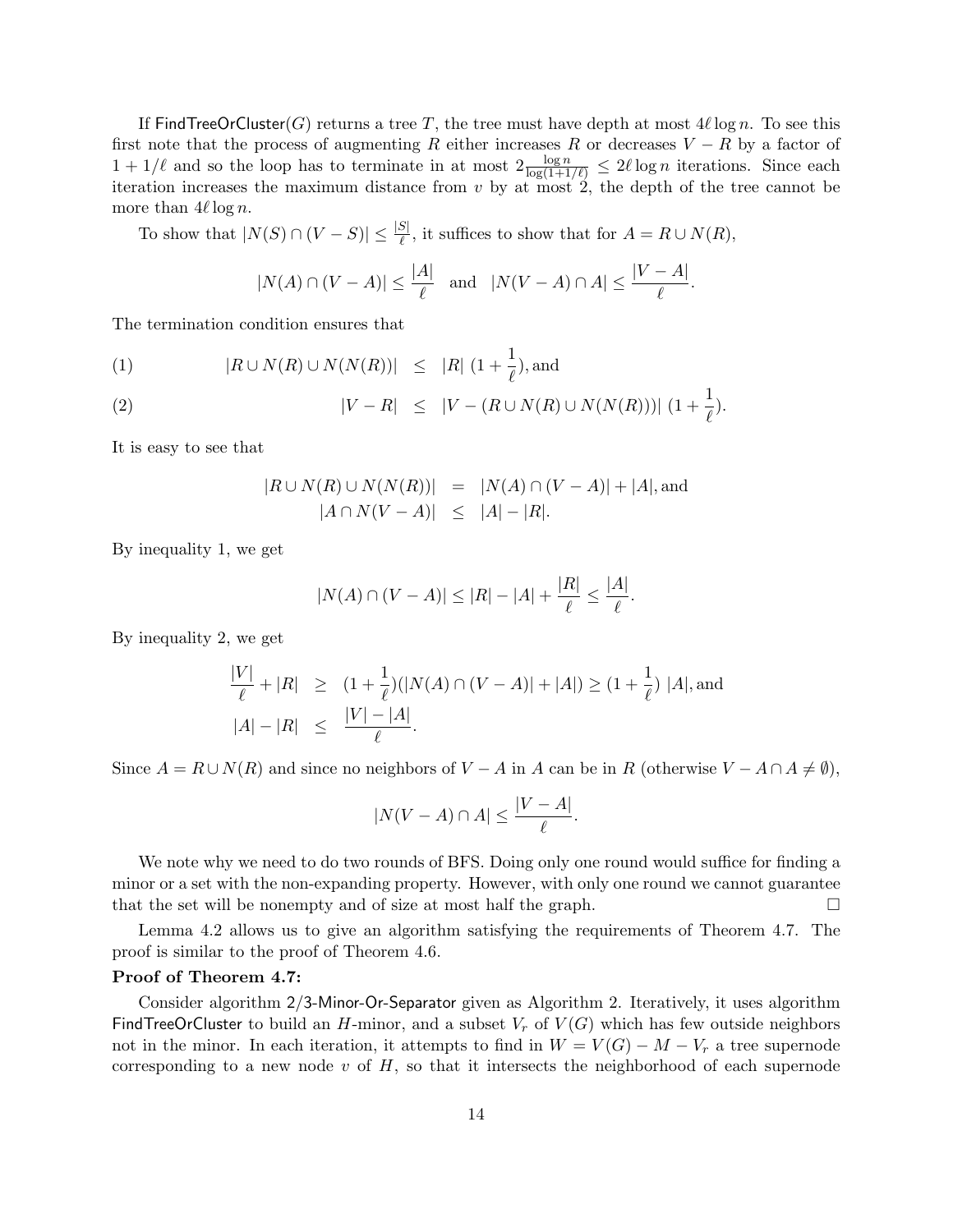If $\mathsf{FindTreeOrCluster}(G)$ returns a tree $T$, the tree must have depth at most $4\ell \log n$. To see this first note that the process of augmenting $R$ either increases $R$ or decreases $V - R$ by a factor of $1 + 1/\ell$ and so the loop has to terminate in at most $2\frac{\log n}{\log(1+1/\ell)} \leq 2\ell \log n$ iterations. Since each iteration increases the maximum distance from $v$ by at most 2, the depth of the tree cannot be more than $4\ell \log n$.

To show that $|N(S) \cap (V - S)| \leq \frac{|S|}{\ell}$, it suffices to show that for $A = R \cup N(R)$,

$$|N(A) \cap (V - A)| \leq \frac{|A|}{\ell} \quad \text{and} \quad |N(V - A) \cap A| \leq \frac{|V - A|}{\ell}.$$

The termination condition ensures that

$$
\begin{aligned}
(1) \qquad |R \cup N(R) \cup N(N(R))| &\leq |R|\ (1 + \frac{1}{\ell}), \text{and} \\
(2) \qquad |V - R| &\leq |V - (R \cup N(R) \cup N(N(R)))|\ (1 + \frac{1}{\ell}).
\end{aligned}
$$

It is easy to see that

$$
\begin{aligned}
|R \cup N(R) \cup N(N(R))| &= |N(A) \cap (V - A)| + |A|, \text{and} \\
|A \cap N(V - A)| &\leq |A| - |R|.
\end{aligned}
$$

By inequality 1, we get

$$|N(A) \cap (V - A)| \leq |R| - |A| + \frac{|R|}{\ell} \leq \frac{|A|}{\ell}.$$

By inequality 2, we get

$$
\begin{aligned}
\frac{|V|}{\ell} + |R| &\geq (1 + \frac{1}{\ell})(|N(A) \cap (V - A)| + |A|) \geq (1 + \frac{1}{\ell})\ |A|, \text{and} \\
|A| - |R| &\leq \frac{|V| - |A|}{\ell}.
\end{aligned}
$$

Since $A = R \cup N(R)$ and since no neighbors of $V - A$ in $A$ can be in $R$ (otherwise $V - A \cap A \neq \emptyset$),

$$|N(V - A) \cap A| \leq \frac{|V - A|}{\ell}.$$

We note why we need to do two rounds of BFS. Doing only one round would suffice for finding a minor or a set with the non-expanding property. However, with only one round we cannot guarantee that the set will be nonempty and of size at most half the graph. □

Lemma 4.2 allows us to give an algorithm satisfying the requirements of Theorem 4.7. The proof is similar to the proof of Theorem 4.6.

**Proof of Theorem 4.7:**

Consider algorithm $\mathsf{2/3\text{-}Minor\text{-}Or\text{-}Separator}$ given as Algorithm 2. Iteratively, it uses algorithm $\mathsf{FindTreeOrCluster}$ to build an $H$-minor, and a subset $V_r$ of $V(G)$ which has few outside neighbors not in the minor. In each iteration, it attempts to find in $W = V(G) - M - V_r$ a tree supernode corresponding to a new node $v$ of $H$, so that it intersects the neighborhood of each supernode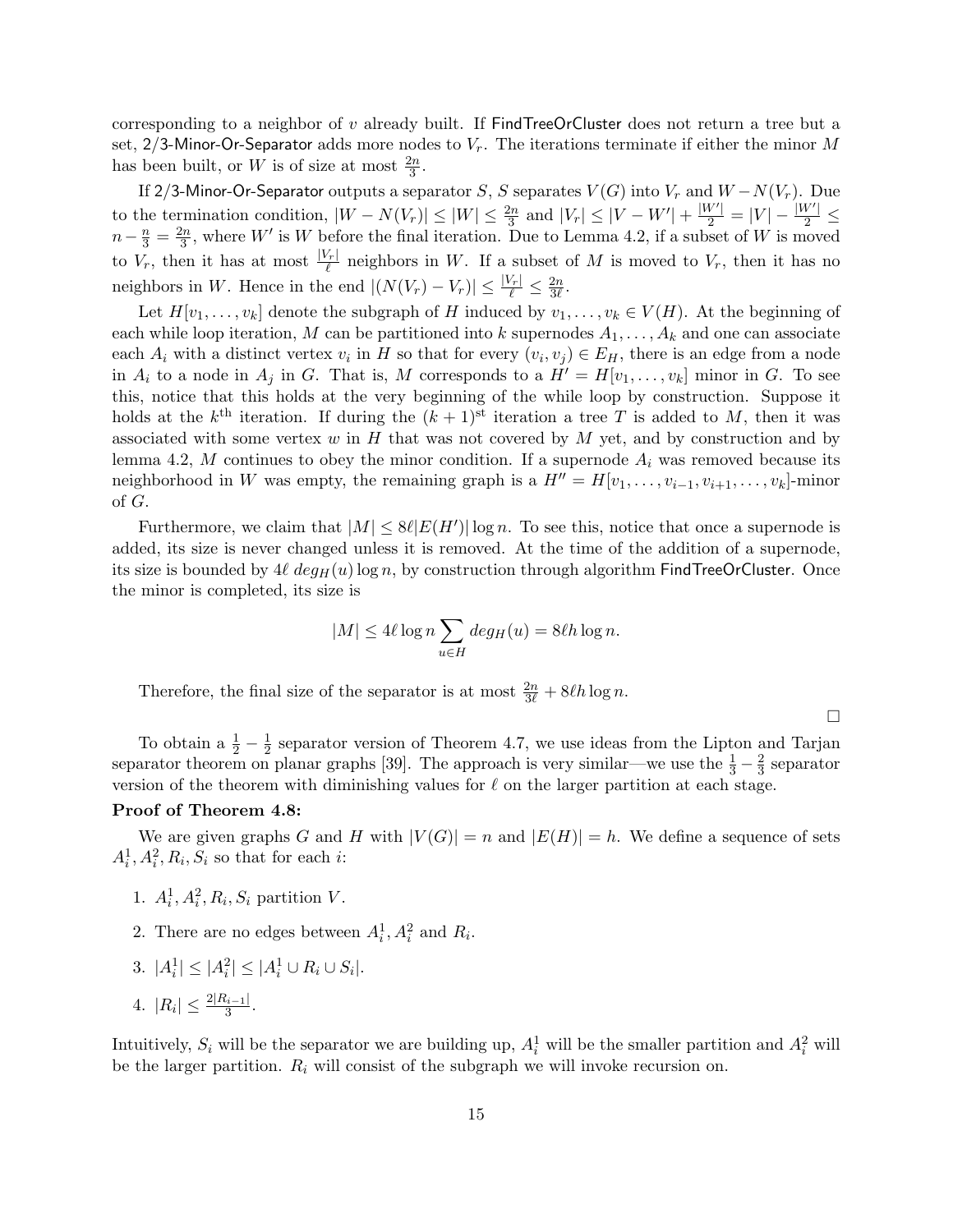corresponding to a neighbor of $v$ already built. If FindTreeOrCluster does not return a tree but a set, 2/3-Minor-Or-Separator adds more nodes to $V_r$. The iterations terminate if either the minor $M$ has been built, or $W$ is of size at most $\frac{2n}{3}$.

If 2/3-Minor-Or-Separator outputs a separator $S$, $S$ separates $V(G)$ into $V_r$ and $W - N(V_r)$. Due to the termination condition, $|W - N(V_r)| \leq |W| \leq \frac{2n}{3}$ and $|V_r| \leq |V - W'| + \frac{|W'|}{2} = |V| - \frac{|W'|}{2} \leq n - \frac{n}{3} = \frac{2n}{3}$, where $W'$ is $W$ before the final iteration. Due to Lemma 4.2, if a subset of $W$ is moved to $V_r$, then it has at most $\frac{|V_r|}{\ell}$ neighbors in $W$. If a subset of $M$ is moved to $V_r$, then it has no neighbors in $W$. Hence in the end $|(N(V_r) - V_r)| \leq \frac{|V_r|}{\ell} \leq \frac{2n}{3\ell}$.

Let $H[v_1, \ldots, v_k]$ denote the subgraph of $H$ induced by $v_1, \ldots, v_k \in V(H)$. At the beginning of each while loop iteration, $M$ can be partitioned into $k$ supernodes $A_1, \ldots, A_k$ and one can associate each $A_i$ with a distinct vertex $v_i$ in $H$ so that for every $(v_i, v_j) \in E_H$, there is an edge from a node in $A_i$ to a node in $A_j$ in $G$. That is, $M$ corresponds to a $H' = H[v_1, \ldots, v_k]$ minor in $G$. To see this, notice that this holds at the very beginning of the while loop by construction. Suppose it holds at the $k^{\text{th}}$ iteration. If during the $(k+1)^{\text{st}}$ iteration a tree $T$ is added to $M$, then it was associated with some vertex $w$ in $H$ that was not covered by $M$ yet, and by construction and by lemma 4.2, $M$ continues to obey the minor condition. If a supernode $A_i$ was removed because its neighborhood in $W$ was empty, the remaining graph is a $H'' = H[v_1, \ldots, v_{i-1}, v_{i+1}, \ldots, v_k]$-minor of $G$.

Furthermore, we claim that $|M| \leq 8\ell|E(H')| \log n$. To see this, notice that once a supernode is added, its size is never changed unless it is removed. At the time of the addition of a supernode, its size is bounded by $4\ell\, deg_H(u) \log n$, by construction through algorithm FindTreeOrCluster. Once the minor is completed, its size is

$$|M| \leq 4\ell \log n \sum_{u \in H} deg_H(u) = 8\ell h \log n.$$

Therefore, the final size of the separator is at most $\frac{2n}{3\ell} + 8\ell h \log n$.

□

To obtain a $\frac{1}{2} - \frac{1}{2}$ separator version of Theorem 4.7, we use ideas from the Lipton and Tarjan separator theorem on planar graphs [39]. The approach is very similar—we use the $\frac{1}{3} - \frac{2}{3}$ separator version of the theorem with diminishing values for $\ell$ on the larger partition at each stage.

**Proof of Theorem 4.8:**

We are given graphs $G$ and $H$ with $|V(G)| = n$ and $|E(H)| = h$. We define a sequence of sets $A_i^1, A_i^2, R_i, S_i$ so that for each $i$:

1. $A_i^1, A_i^2, R_i, S_i$ partition $V$.
2. There are no edges between $A_i^1, A_i^2$ and $R_i$.
3. $|A_i^1| \leq |A_i^2| \leq |A_i^1 \cup R_i \cup S_i|$.
4. $|R_i| \leq \frac{2|R_{i-1}|}{3}$.

Intuitively, $S_i$ will be the separator we are building up, $A_i^1$ will be the smaller partition and $A_i^2$ will be the larger partition. $R_i$ will consist of the subgraph we will invoke recursion on.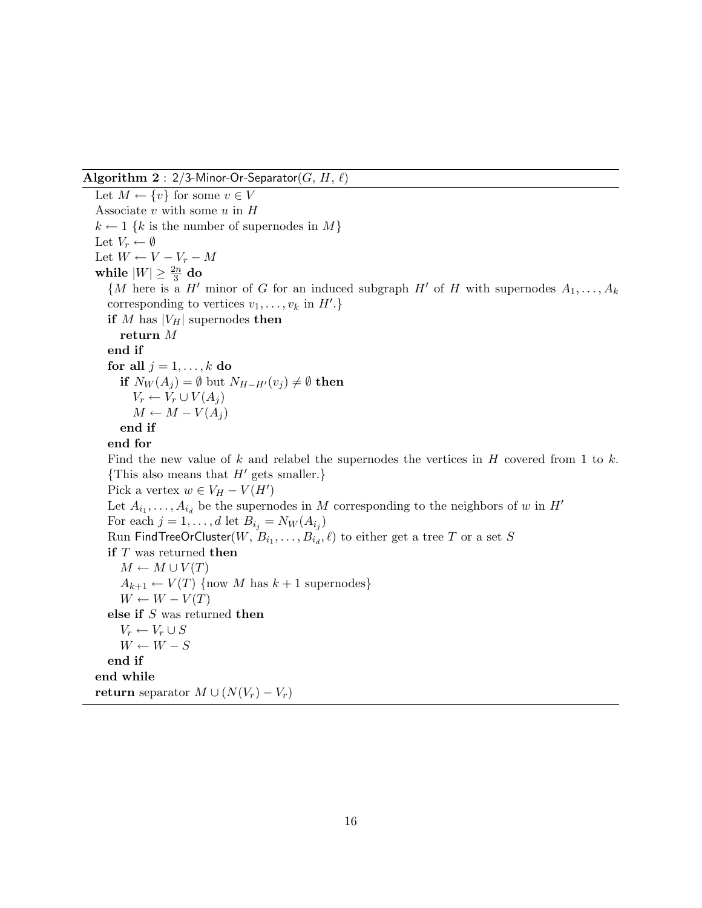**Algorithm 2** : 2/3-Minor-Or-Separator($G$, $H$, $\ell$)

```
Let M ← {v} for some v ∈ V
Associate v with some u in H
k ← 1 {k is the number of supernodes in M}
Let V_r ← ∅
Let W ← V − V_r − M
while |W| ≥ 2n/3 do
  {M here is a H' minor of G for an induced subgraph H' of H with supernodes A_1, ..., A_k
  corresponding to vertices v_1, ..., v_k in H'.}
  if M has |V_H| supernodes then
    return M
  end if
  for all j = 1, ..., k do
    if N_W(A_j) = ∅ but N_{H−H'}(v_j) ≠ ∅ then
      V_r ← V_r ∪ V(A_j)
      M ← M − V(A_j)
    end if
  end for
  Find the new value of k and relabel the supernodes the vertices in H covered from 1 to k.
  {This also means that H' gets smaller.}
  Pick a vertex w ∈ V_H − V(H')
  Let A_{i_1}, ..., A_{i_d} be the supernodes in M corresponding to the neighbors of w in H'
  For each j = 1, ..., d let B_{i_j} = N_W(A_{i_j})
  Run FindTreeOrCluster(W, B_{i_1}, ..., B_{i_d}, ℓ) to either get a tree T or a set S
  if T was returned then
    M ← M ∪ V(T)
    A_{k+1} ← V(T) {now M has k + 1 supernodes}
    W ← W − V(T)
  else if S was returned then
    V_r ← V_r ∪ S
    W ← W − S
  end if
end while
return separator M ∪ (N(V_r) − V_r)
```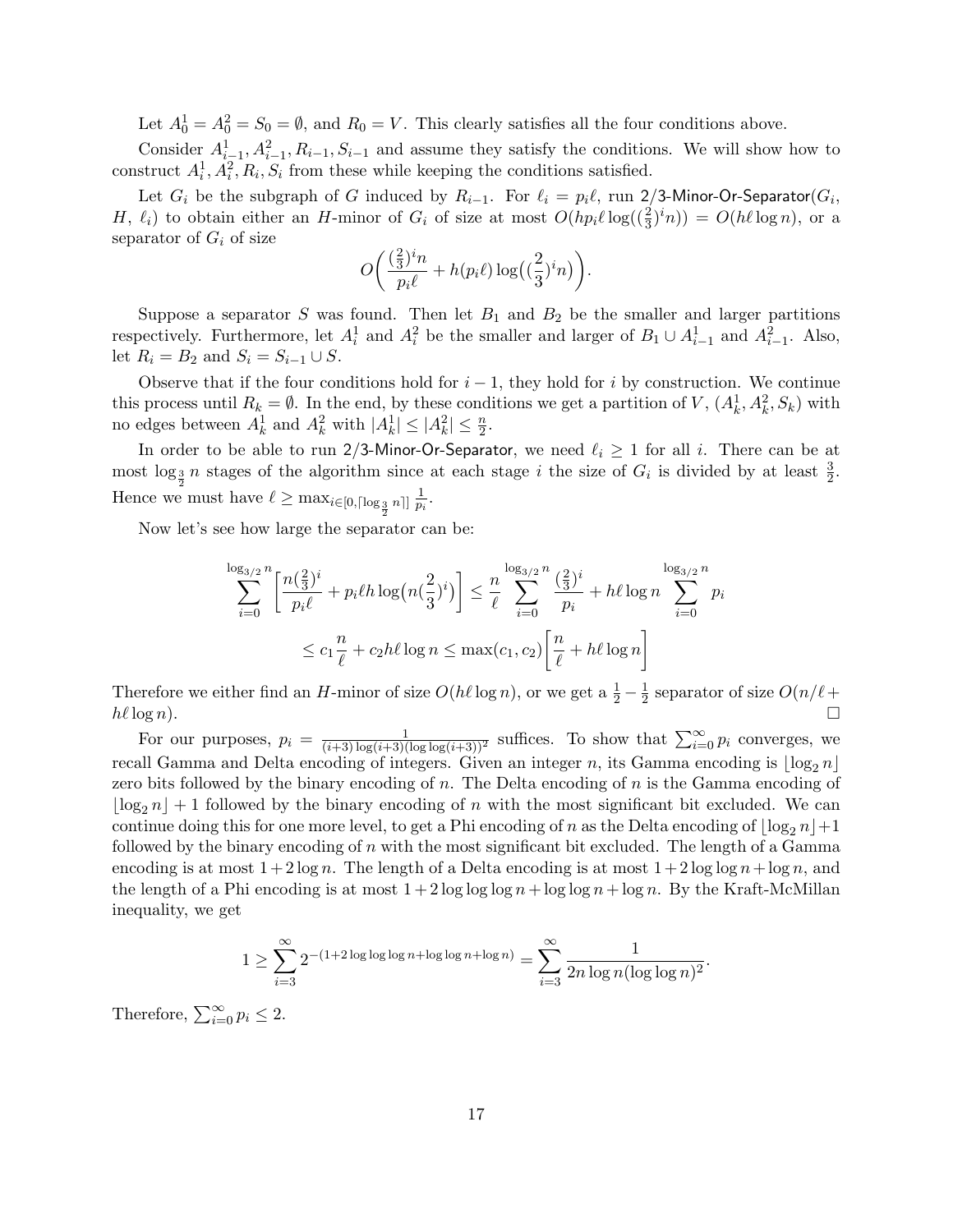Let $A_0^1 = A_0^2 = S_0 = \emptyset$, and $R_0 = V$. This clearly satisfies all the four conditions above.

Consider $A_{i-1}^1, A_{i-1}^2, R_{i-1}, S_{i-1}$ and assume they satisfy the conditions. We will show how to construct $A_i^1, A_i^2, R_i, S_i$ from these while keeping the conditions satisfied.

Let $G_i$ be the subgraph of $G$ induced by $R_{i-1}$. For $\ell_i = p_i \ell$, run 2/3-Minor-Or-Separator($G_i$, $H$, $\ell_i$) to obtain either an $H$-minor of $G_i$ of size at most $O(hp_i\ell \log((\frac{2}{3})^i n)) = O(h\ell \log n)$, or a separator of $G_i$ of size

$$O\bigg(\frac{(\frac{2}{3})^i n}{p_i \ell} + h(p_i\ell)\log\big((\frac{2}{3})^i n\big)\bigg).$$

Suppose a separator $S$ was found. Then let $B_1$ and $B_2$ be the smaller and larger partitions respectively. Furthermore, let $A_i^1$ and $A_i^2$ be the smaller and larger of $B_1 \cup A_{i-1}^1$ and $A_{i-1}^2$. Also, let $R_i = B_2$ and $S_i = S_{i-1} \cup S$.

Observe that if the four conditions hold for $i-1$, they hold for $i$ by construction. We continue this process until $R_k = \emptyset$. In the end, by these conditions we get a partition of $V$, $(A_k^1, A_k^2, S_k)$ with no edges between $A_k^1$ and $A_k^2$ with $|A_k^1| \le |A_k^2| \le \frac{n}{2}$.

In order to be able to run 2/3-Minor-Or-Separator, we need $\ell_i \ge 1$ for all $i$. There can be at most $\log_{\frac{3}{2}} n$ stages of the algorithm since at each stage $i$ the size of $G_i$ is divided by at least $\frac{3}{2}$. Hence we must have $\ell \ge \max_{i \in [0, \lceil \log_{\frac{3}{2}} n \rceil]} \frac{1}{p_i}$.

Now let's see how large the separator can be:

$$\sum_{i=0}^{\log_{3/2} n} \left[\frac{n(\frac{2}{3})^i}{p_i \ell} + p_i \ell h \log\big(n(\frac{2}{3})^i\big)\right] \le \frac{n}{\ell} \sum_{i=0}^{\log_{3/2} n} \frac{(\frac{2}{3})^i}{p_i} + h\ell \log n \sum_{i=0}^{\log_{3/2} n} p_i$$

$$\le c_1 \frac{n}{\ell} + c_2 h\ell \log n \le \max(c_1, c_2)\left[\frac{n}{\ell} + h\ell \log n\right]$$

Therefore we either find an $H$-minor of size $O(h\ell \log n)$, or we get a $\frac{1}{2} - \frac{1}{2}$ separator of size $O(n/\ell + h\ell \log n)$. □

For our purposes, $p_i = \frac{1}{(i+3)\log(i+3)(\log\log(i+3))^2}$ suffices. To show that $\sum_{i=0}^{\infty} p_i$ converges, we recall Gamma and Delta encoding of integers. Given an integer $n$, its Gamma encoding is $\lfloor \log_2 n \rfloor$ zero bits followed by the binary encoding of $n$. The Delta encoding of $n$ is the Gamma encoding of $\lfloor \log_2 n \rfloor + 1$ followed by the binary encoding of $n$ with the most significant bit excluded. We can continue doing this for one more level, to get a Phi encoding of $n$ as the Delta encoding of $\lfloor \log_2 n \rfloor + 1$ followed by the binary encoding of $n$ with the most significant bit excluded. The length of a Gamma encoding is at most $1 + 2\log n$. The length of a Delta encoding is at most $1 + 2\log\log n + \log n$, and the length of a Phi encoding is at most $1 + 2\log\log\log n + \log\log n + \log n$. By the Kraft-McMillan inequality, we get

$$1 \ge \sum_{i=3}^{\infty} 2^{-(1+2\log\log\log n + \log\log n + \log n)} = \sum_{i=3}^{\infty} \frac{1}{2n\log n(\log\log n)^2}.$$

Therefore, $\sum_{i=0}^{\infty} p_i \le 2$.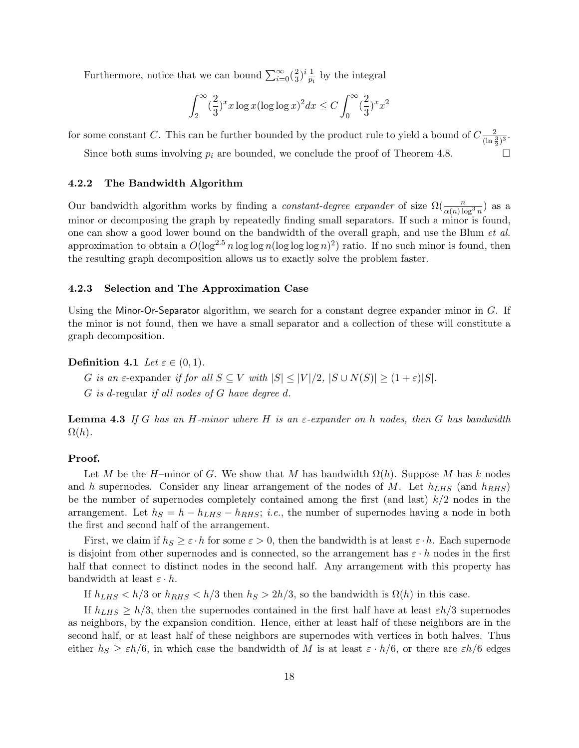Furthermore, notice that we can bound $\sum_{i=0}^{\infty}(\frac{2}{3})^i \frac{1}{p_i}$ by the integral

$$\int_2^{\infty} (\frac{2}{3})^x x \log x (\log\log x)^2 dx \leq C \int_0^{\infty} (\frac{2}{3})^x x^2$$

for some constant $C$. This can be further bounded by the product rule to yield a bound of $C\frac{2}{(\ln \frac{3}{2})^3}$.

Since both sums involving $p_i$ are bounded, we conclude the proof of Theorem 4.8. □

### 4.2.2 The Bandwidth Algorithm

Our bandwidth algorithm works by finding a *constant-degree expander* of size $\Omega(\frac{n}{\alpha(n)\log^3 n})$ as a minor or decomposing the graph by repeatedly finding small separators. If such a minor is found, one can show a good lower bound on the bandwidth of the overall graph, and use the Blum *et al.* approximation to obtain a $O(\log^{2.5} n \log\log n (\log\log\log n)^2)$ ratio. If no such minor is found, then the resulting graph decomposition allows us to exactly solve the problem faster.

### 4.2.3 Selection and The Approximation Case

Using the Minor-Or-Separator algorithm, we search for a constant degree expander minor in $G$. If the minor is not found, then we have a small separator and a collection of these will constitute a graph decomposition.

**Definition 4.1** *Let $\varepsilon \in (0,1)$.*

*$G$ is an* $\varepsilon$-expander *if for all $S \subseteq V$ with $|S| \leq |V|/2$, $|S \cup N(S)| \geq (1+\varepsilon)|S|$.*

*$G$ is* $d$-regular *if all nodes of $G$ have degree $d$.*

**Lemma 4.3** *If $G$ has an $H$-minor where $H$ is an $\varepsilon$-expander on $h$ nodes, then $G$ has bandwidth $\Omega(h)$.*

**Proof.**

Let $M$ be the $H$–minor of $G$. We show that $M$ has bandwidth $\Omega(h)$. Suppose $M$ has $k$ nodes and $h$ supernodes. Consider any linear arrangement of the nodes of $M$. Let $h_{LHS}$ (and $h_{RHS}$) be the number of supernodes completely contained among the first (and last) $k/2$ nodes in the arrangement. Let $h_S = h - h_{LHS} - h_{RHS}$; *i.e.*, the number of supernodes having a node in both the first and second half of the arrangement.

First, we claim if $h_S \geq \varepsilon \cdot h$ for some $\varepsilon > 0$, then the bandwidth is at least $\varepsilon \cdot h$. Each supernode is disjoint from other supernodes and is connected, so the arrangement has $\varepsilon \cdot h$ nodes in the first half that connect to distinct nodes in the second half. Any arrangement with this property has bandwidth at least $\varepsilon \cdot h$.

If $h_{LHS} < h/3$ or $h_{RHS} < h/3$ then $h_S > 2h/3$, so the bandwidth is $\Omega(h)$ in this case.

If $h_{LHS} \geq h/3$, then the supernodes contained in the first half have at least $\varepsilon h/3$ supernodes as neighbors, by the expansion condition. Hence, either at least half of these neighbors are in the second half, or at least half of these neighbors are supernodes with vertices in both halves. Thus either $h_S \geq \varepsilon h/6$, in which case the bandwidth of $M$ is at least $\varepsilon \cdot h/6$, or there are $\varepsilon h/6$ edges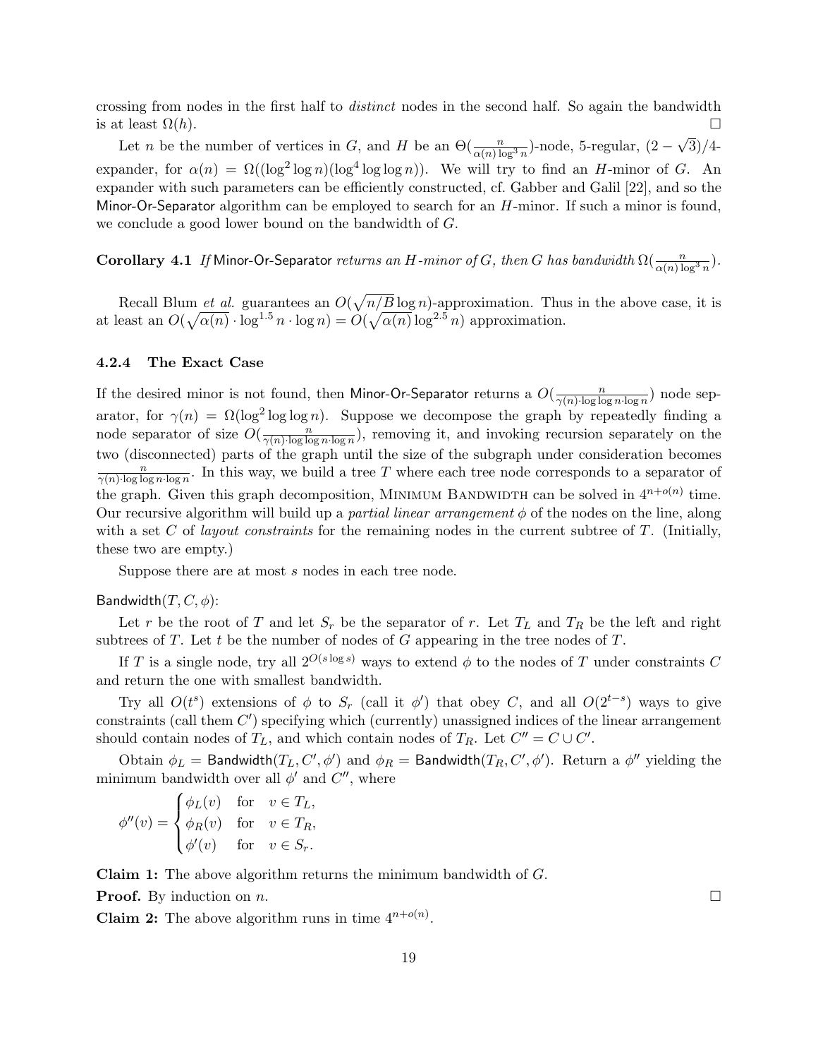crossing from nodes in the first half to *distinct* nodes in the second half. So again the bandwidth is at least $\Omega(h)$. □

Let $n$ be the number of vertices in $G$, and $H$ be an $\Theta(\frac{n}{\alpha(n)\log^3 n})$-node, 5-regular, $(2-\sqrt{3})/4$-expander, for $\alpha(n) = \Omega((\log^2 \log n)(\log^4 \log\log n))$. We will try to find an $H$-minor of $G$. An expander with such parameters can be efficiently constructed, cf. Gabber and Galil [22], and so the Minor-Or-Separator algorithm can be employed to search for an $H$-minor. If such a minor is found, we conclude a good lower bound on the bandwidth of $G$.

**Corollary 4.1** *If* Minor-Or-Separator *returns an $H$-minor of $G$, then $G$ has bandwidth $\Omega(\frac{n}{\alpha(n)\log^3 n})$.*

Recall Blum *et al.* guarantees an $O(\sqrt{n/B}\log n)$-approximation. Thus in the above case, it is at least an $O(\sqrt{\alpha(n)}\cdot\log^{1.5} n\cdot\log n) = O(\sqrt{\alpha(n)}\log^{2.5} n)$ approximation.

### 4.2.4 The Exact Case

If the desired minor is not found, then Minor-Or-Separator returns a $O(\frac{n}{\gamma(n)\cdot\log\log n\cdot\log n})$ node separator, for $\gamma(n) = \Omega(\log^2\log\log n)$. Suppose we decompose the graph by repeatedly finding a node separator of size $O(\frac{n}{\gamma(n)\cdot\log\log n\cdot\log n})$, removing it, and invoking recursion separately on the two (disconnected) parts of the graph until the size of the subgraph under consideration becomes $\frac{n}{\gamma(n)\cdot\log\log n\cdot\log n}$. In this way, we build a tree $T$ where each tree node corresponds to a separator of the graph. Given this graph decomposition, Minimum Bandwidth can be solved in $4^{n+o(n)}$ time. Our recursive algorithm will build up a *partial linear arrangement* $\phi$ of the nodes on the line, along with a set $C$ of *layout constraints* for the remaining nodes in the current subtree of $T$. (Initially, these two are empty.)

Suppose there are at most $s$ nodes in each tree node.

Bandwidth$(T, C, \phi)$:

Let $r$ be the root of $T$ and let $S_r$ be the separator of $r$. Let $T_L$ and $T_R$ be the left and right subtrees of $T$. Let $t$ be the number of nodes of $G$ appearing in the tree nodes of $T$.

If $T$ is a single node, try all $2^{O(s\log s)}$ ways to extend $\phi$ to the nodes of $T$ under constraints $C$ and return the one with smallest bandwidth.

Try all $O(t^s)$ extensions of $\phi$ to $S_r$ (call it $\phi'$) that obey $C$, and all $O(2^{t-s})$ ways to give constraints (call them $C'$) specifying which (currently) unassigned indices of the linear arrangement should contain nodes of $T_L$, and which contain nodes of $T_R$. Let $C'' = C \cup C'$.

Obtain $\phi_L =$ Bandwidth$(T_L, C', \phi')$ and $\phi_R =$ Bandwidth$(T_R, C', \phi')$. Return a $\phi''$ yielding the minimum bandwidth over all $\phi'$ and $C''$, where

$$\phi''(v) = \begin{cases} \phi_L(v) & \text{for} \quad v \in T_L, \\ \phi_R(v) & \text{for} \quad v \in T_R, \\ \phi'(v) & \text{for} \quad v \in S_r. \end{cases}$$

**Claim 1:** The above algorithm returns the minimum bandwidth of $G$.

**Proof.** By induction on $n$. □

**Claim 2:** The above algorithm runs in time $4^{n+o(n)}$.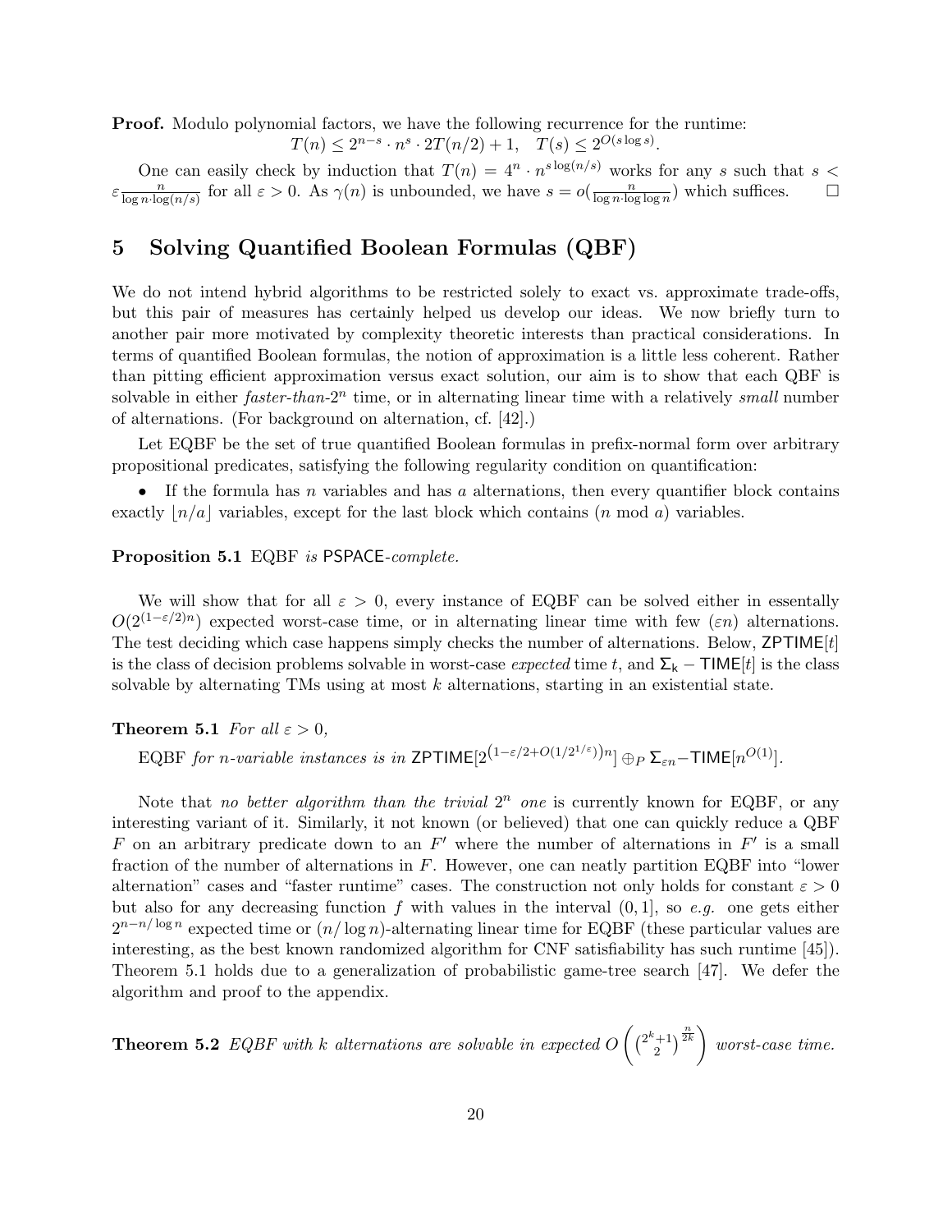**Proof.** Modulo polynomial factors, we have the following recurrence for the runtime:

$$T(n) \le 2^{n-s} \cdot n^s \cdot 2T(n/2) + 1, \quad T(s) \le 2^{O(s \log s)}.$$

One can easily check by induction that $T(n) = 4^n \cdot n^{s \log(n/s)}$ works for any $s$ such that $s < \varepsilon \frac{n}{\log n \cdot \log(n/s)}$ for all $\varepsilon > 0$. As $\gamma(n)$ is unbounded, we have $s = o(\frac{n}{\log n \cdot \log \log n})$ which suffices. □

# 5 Solving Quantified Boolean Formulas (QBF)

We do not intend hybrid algorithms to be restricted solely to exact vs. approximate trade-offs, but this pair of measures has certainly helped us develop our ideas. We now briefly turn to another pair more motivated by complexity theoretic interests than practical considerations. In terms of quantified Boolean formulas, the notion of approximation is a little less coherent. Rather than pitting efficient approximation versus exact solution, our aim is to show that each QBF is solvable in either *faster-than-*$2^n$ time, or in alternating linear time with a relatively *small* number of alternations. (For background on alternation, cf. [42].)

Let EQBF be the set of true quantified Boolean formulas in prefix-normal form over arbitrary propositional predicates, satisfying the following regularity condition on quantification:

- If the formula has $n$ variables and has $a$ alternations, then every quantifier block contains exactly $\lfloor n/a \rfloor$ variables, except for the last block which contains ($n$ mod $a$) variables.

**Proposition 5.1** *EQBF is* $\mathsf{PSPACE}$*-complete.*

We will show that for all $\varepsilon > 0$, every instance of EQBF can be solved either in essentally $O(2^{(1-\varepsilon/2)n})$ expected worst-case time, or in alternating linear time with few ($\varepsilon n$) alternations. The test deciding which case happens simply checks the number of alternations. Below, $\mathsf{ZPTIME}[t]$ is the class of decision problems solvable in worst-case *expected* time $t$, and $\mathsf{\Sigma_k - TIME}[t]$ is the class solvable by alternating TMs using at most $k$ alternations, starting in an existential state.

**Theorem 5.1** *For all* $\varepsilon > 0$*,*

EQBF *for n-variable instances is in* $\mathsf{ZPTIME}[2^{\left(1-\varepsilon/2+O(1/2^{1/\varepsilon})\right)n}] \oplus_P \mathsf{\Sigma}_{\varepsilon n}{-}\mathsf{TIME}[n^{O(1)}]$.

Note that *no better algorithm than the trivial* $2^n$ *one* is currently known for EQBF, or any interesting variant of it. Similarly, it not known (or believed) that one can quickly reduce a QBF $F$ on an arbitrary predicate down to an $F'$ where the number of alternations in $F'$ is a small fraction of the number of alternations in $F$. However, one can neatly partition EQBF into "lower alternation" cases and "faster runtime" cases. The construction not only holds for constant $\varepsilon > 0$ but also for any decreasing function $f$ with values in the interval $(0, 1]$, so *e.g.* one gets either $2^{n-n/\log n}$ expected time or $(n/\log n)$-alternating linear time for EQBF (these particular values are interesting, as the best known randomized algorithm for CNF satisfiability has such runtime [45]). Theorem 5.1 holds due to a generalization of probabilistic game-tree search [47]. We defer the algorithm and proof to the appendix.

**Theorem 5.2** *EQBF with k alternations are solvable in expected* $O\left(\binom{2^k+1}{2}^{\frac{n}{2k}}\right)$ *worst-case time.*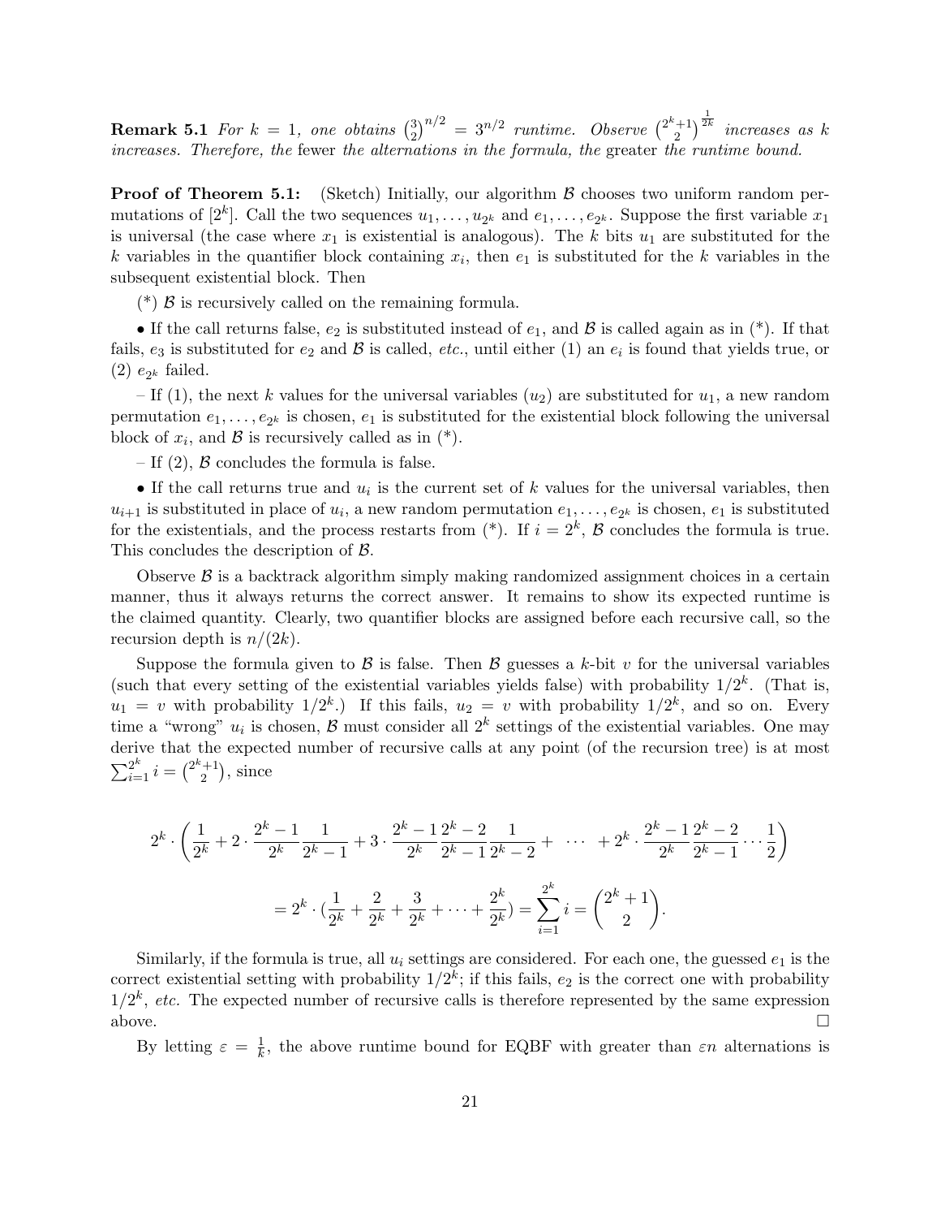**Remark 5.1** *For $k = 1$, one obtains $\binom{3}{2}^{n/2} = 3^{n/2}$ runtime. Observe $\binom{2^k+1}{2}^{\frac{1}{2k}}$ increases as $k$ increases. Therefore, the* fewer *the alternations in the formula, the* greater *the runtime bound.*

**Proof of Theorem 5.1:** (Sketch) Initially, our algorithm $\mathcal{B}$ chooses two uniform random permutations of $[2^k]$. Call the two sequences $u_1, \ldots, u_{2^k}$ and $e_1, \ldots, e_{2^k}$. Suppose the first variable $x_1$ is universal (the case where $x_1$ is existential is analogous). The $k$ bits $u_1$ are substituted for the $k$ variables in the quantifier block containing $x_i$, then $e_1$ is substituted for the $k$ variables in the subsequent existential block. Then

(*) $\mathcal{B}$ is recursively called on the remaining formula.

• If the call returns false, $e_2$ is substituted instead of $e_1$, and $\mathcal{B}$ is called again as in (*). If that fails, $e_3$ is substituted for $e_2$ and $\mathcal{B}$ is called, *etc.*, until either (1) an $e_i$ is found that yields true, or (2) $e_{2^k}$ failed.

– If (1), the next $k$ values for the universal variables ($u_2$) are substituted for $u_1$, a new random permutation $e_1, \ldots, e_{2^k}$ is chosen, $e_1$ is substituted for the existential block following the universal block of $x_i$, and $\mathcal{B}$ is recursively called as in (*).

– If (2), $\mathcal{B}$ concludes the formula is false.

• If the call returns true and $u_i$ is the current set of $k$ values for the universal variables, then $u_{i+1}$ is substituted in place of $u_i$, a new random permutation $e_1, \ldots, e_{2^k}$ is chosen, $e_1$ is substituted for the existentials, and the process restarts from (*). If $i = 2^k$, $\mathcal{B}$ concludes the formula is true. This concludes the description of $\mathcal{B}$.

Observe $\mathcal{B}$ is a backtrack algorithm simply making randomized assignment choices in a certain manner, thus it always returns the correct answer. It remains to show its expected runtime is the claimed quantity. Clearly, two quantifier blocks are assigned before each recursive call, so the recursion depth is $n/(2k)$.

Suppose the formula given to $\mathcal{B}$ is false. Then $\mathcal{B}$ guesses a $k$-bit $v$ for the universal variables (such that every setting of the existential variables yields false) with probability $1/2^k$. (That is, $u_1 = v$ with probability $1/2^k$.) If this fails, $u_2 = v$ with probability $1/2^k$, and so on. Every time a "wrong" $u_i$ is chosen, $\mathcal{B}$ must consider all $2^k$ settings of the existential variables. One may derive that the expected number of recursive calls at any point (of the recursion tree) is at most $\sum_{i=1}^{2^k} i = \binom{2^k+1}{2}$, since

$$2^k \cdot \left( \frac{1}{2^k} + 2 \cdot \frac{2^k-1}{2^k}\frac{1}{2^k-1} + 3 \cdot \frac{2^k-1}{2^k}\frac{2^k-2}{2^k-1}\frac{1}{2^k-2} + \cdots + 2^k \cdot \frac{2^k-1}{2^k}\frac{2^k-2}{2^k-1}\cdots\frac{1}{2} \right)$$

$$= 2^k \cdot \left(\frac{1}{2^k} + \frac{2}{2^k} + \frac{3}{2^k} + \cdots + \frac{2^k}{2^k}\right) = \sum_{i=1}^{2^k} i = \binom{2^k+1}{2}.$$

Similarly, if the formula is true, all $u_i$ settings are considered. For each one, the guessed $e_1$ is the correct existential setting with probability $1/2^k$; if this fails, $e_2$ is the correct one with probability $1/2^k$, *etc.* The expected number of recursive calls is therefore represented by the same expression above. $\square$

By letting $\varepsilon = \frac{1}{k}$, the above runtime bound for EQBF with greater than $\varepsilon n$ alternations is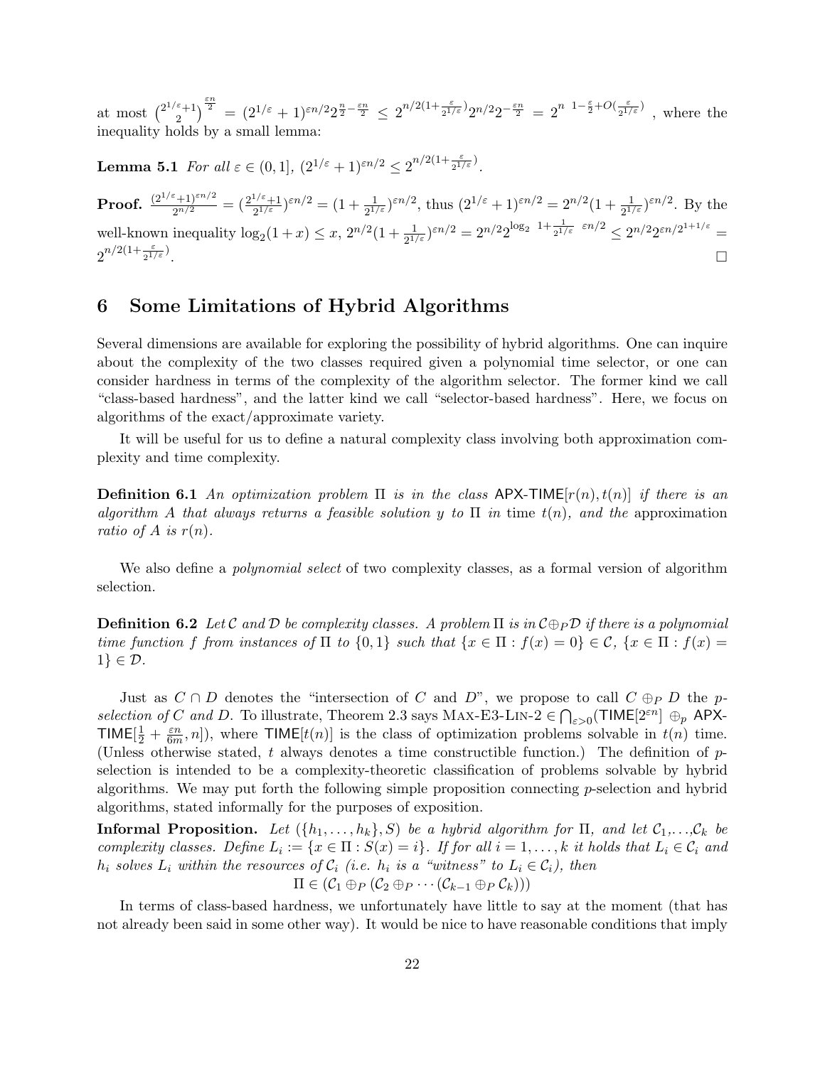at most $\binom{2^{1/\varepsilon}+1}{2}^{\frac{\varepsilon n}{2}} = (2^{1/\varepsilon}+1)^{\varepsilon n/2} 2^{\frac{n}{2}-\frac{\varepsilon n}{2}} \leq 2^{n/2(1+\frac{\varepsilon}{2^{1/\varepsilon}})} 2^{n/2} 2^{-\frac{\varepsilon n}{2}} = 2^{n\left(1-\frac{\varepsilon}{2}+O(\frac{\varepsilon}{2^{1/\varepsilon}})\right)}$, where the inequality holds by a small lemma:

**Lemma 5.1** *For all $\varepsilon \in (0,1]$, $(2^{1/\varepsilon}+1)^{\varepsilon n/2} \leq 2^{n/2(1+\frac{\varepsilon}{2^{1/\varepsilon}})}$.*

**Proof.** $\frac{(2^{1/\varepsilon}+1)^{\varepsilon n/2}}{2^{n/2}} = (\frac{2^{1/\varepsilon}+1}{2^{1/\varepsilon}})^{\varepsilon n/2} = (1+\frac{1}{2^{1/\varepsilon}})^{\varepsilon n/2}$, thus $(2^{1/\varepsilon}+1)^{\varepsilon n/2} = 2^{n/2}(1+\frac{1}{2^{1/\varepsilon}})^{\varepsilon n/2}$. By the well-known inequality $\log_2(1+x) \leq x$, $2^{n/2}(1+\frac{1}{2^{1/\varepsilon}})^{\varepsilon n/2} = 2^{n/2} 2^{\log_2\left(1+\frac{1}{2^{1/\varepsilon}}\right)\varepsilon n/2} \leq 2^{n/2} 2^{\varepsilon n/2^{1+1/\varepsilon}} = 2^{n/2(1+\frac{\varepsilon}{2^{1/\varepsilon}})}$. □

# 6 Some Limitations of Hybrid Algorithms

Several dimensions are available for exploring the possibility of hybrid algorithms. One can inquire about the complexity of the two classes required given a polynomial time selector, or one can consider hardness in terms of the complexity of the algorithm selector. The former kind we call "class-based hardness", and the latter kind we call "selector-based hardness". Here, we focus on algorithms of the exact/approximate variety.

It will be useful for us to define a natural complexity class involving both approximation complexity and time complexity.

**Definition 6.1** *An optimization problem $\Pi$ is in the class $\mathsf{APX\text{-}TIME}[r(n), t(n)]$ if there is an algorithm $A$ that always returns a feasible solution $y$ to $\Pi$ in* time $t(n)$, *and the* approximation ratio *of $A$ is $r(n)$.*

We also define a *polynomial select* of two complexity classes, as a formal version of algorithm selection.

**Definition 6.2** *Let $\mathcal{C}$ and $\mathcal{D}$ be complexity classes. A problem $\Pi$ is in $\mathcal{C} \oplus_P \mathcal{D}$ if there is a polynomial time function $f$ from instances of $\Pi$ to $\{0,1\}$ such that $\{x \in \Pi : f(x) = 0\} \in \mathcal{C}$, $\{x \in \Pi : f(x) = 1\} \in \mathcal{D}$.*

Just as $C \cap D$ denotes the "intersection of $C$ and $D$", we propose to call $C \oplus_P D$ the *p-selection of $C$ and $D$*. To illustrate, Theorem 2.3 says Max-E3-Lin-2 $\in \bigcap_{\varepsilon>0}(\mathsf{TIME}[2^{\varepsilon n}] \oplus_p \mathsf{APX\text{-}TIME}[\frac{1}{2}+\frac{\varepsilon n}{6m}, n])$, where $\mathsf{TIME}[t(n)]$ is the class of optimization problems solvable in $t(n)$ time. (Unless otherwise stated, $t$ always denotes a time constructible function.) The definition of $p$-selection is intended to be a complexity-theoretic classification of problems solvable by hybrid algorithms. We may put forth the following simple proposition connecting $p$-selection and hybrid algorithms, stated informally for the purposes of exposition.

**Informal Proposition.** *Let $(\{h_1,\ldots,h_k\}, S)$ be a hybrid algorithm for $\Pi$, and let $\mathcal{C}_1,\ldots,\mathcal{C}_k$ be complexity classes. Define $L_i := \{x \in \Pi : S(x) = i\}$. If for all $i = 1,\ldots,k$ it holds that $L_i \in \mathcal{C}_i$ and $h_i$ solves $L_i$ within the resources of $\mathcal{C}_i$ (i.e. $h_i$ is a "witness" to $L_i \in \mathcal{C}_i$), then*

$$\Pi \in (\mathcal{C}_1 \oplus_P (\mathcal{C}_2 \oplus_P \cdots (\mathcal{C}_{k-1} \oplus_P \mathcal{C}_k)))$$

In terms of class-based hardness, we unfortunately have little to say at the moment (that has not already been said in some other way). It would be nice to have reasonable conditions that imply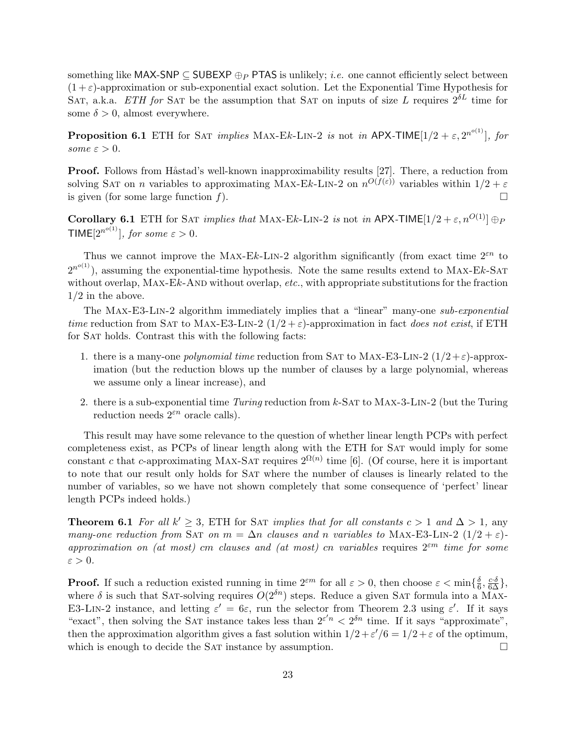something like MAX-SNP $\subseteq$ SUBEXP $\oplus_P$ PTAS is unlikely; *i.e.* one cannot efficiently select between $(1+\varepsilon)$-approximation or sub-exponential exact solution. Let the Exponential Time Hypothesis for SAT, a.k.a. *ETH for* SAT be the assumption that SAT on inputs of size $L$ requires $2^{\delta L}$ time for some $\delta > 0$, almost everywhere.

**Proposition 6.1** ETH for SAT *implies* MAX-E$k$-LIN-2 *is* not *in* APX-TIME$[1/2+\varepsilon, 2^{n^{o(1)}}]$*, for some* $\varepsilon > 0$*.*

**Proof.** Follows from Håstad's well-known inapproximability results [27]. There, a reduction from solving SAT on $n$ variables to approximating MAX-E$k$-LIN-2 on $n^{O(f(\varepsilon))}$ variables within $1/2+\varepsilon$ is given (for some large function $f$). □

**Corollary 6.1** ETH for SAT *implies that* MAX-E$k$-LIN-2 *is* not *in* APX-TIME$[1/2+\varepsilon, n^{O(1)}] \oplus_P$ TIME$[2^{n^{o(1)}}]$*, for some* $\varepsilon > 0$*.*

Thus we cannot improve the MAX-E$k$-LIN-2 algorithm significantly (from exact time $2^{\varepsilon n}$ to $2^{n^{o(1)}}$), assuming the exponential-time hypothesis. Note the same results extend to MAX-E$k$-SAT without overlap, MAX-E$k$-AND without overlap, *etc.*, with appropriate substitutions for the fraction $1/2$ in the above.

The MAX-E3-LIN-2 algorithm immediately implies that a "linear" many-one *sub-exponential time* reduction from SAT to MAX-E3-LIN-2 $(1/2+\varepsilon)$-approximation in fact *does not exist*, if ETH for SAT holds. Contrast this with the following facts:

1. there is a many-one *polynomial time* reduction from SAT to MAX-E3-LIN-2 $(1/2+\varepsilon)$-approximation (but the reduction blows up the number of clauses by a large polynomial, whereas we assume only a linear increase), and
2. there is a sub-exponential time *Turing* reduction from $k$-SAT to MAX-3-LIN-2 (but the Turing reduction needs $2^{\varepsilon n}$ oracle calls).

This result may have some relevance to the question of whether linear length PCPs with perfect completeness exist, as PCPs of linear length along with the ETH for SAT would imply for some constant $c$ that $c$-approximating MAX-SAT requires $2^{\Omega(n)}$ time [6]. (Of course, here it is important to note that our result only holds for SAT where the number of clauses is linearly related to the number of variables, so we have not shown completely that some consequence of 'perfect' linear length PCPs indeed holds.)

**Theorem 6.1** *For all* $k' \geq 3$*,* ETH for SAT *implies that for all constants* $c > 1$ *and* $\Delta > 1$*,* any *many-one reduction from* SAT *on* $m = \Delta n$ *clauses and* $n$ *variables to* MAX-E3-LIN-2 $(1/2+\varepsilon)$*-approximation on (at most)* $cm$ *clauses and (at most)* $cn$ *variables* requires $2^{\varepsilon m}$ *time for some* $\varepsilon > 0$*.*

**Proof.** If such a reduction existed running in time $2^{\varepsilon m}$ for all $\varepsilon > 0$, then choose $\varepsilon < \min\{\frac{\delta}{6}, \frac{c \cdot \delta}{6\Delta}\}$, where $\delta$ is such that SAT-solving requires $O(2^{\delta n})$ steps. Reduce a given SAT formula into a MAX-E3-LIN-2 instance, and letting $\varepsilon' = 6\varepsilon$, run the selector from Theorem 2.3 using $\varepsilon'$. If it says "exact", then solving the SAT instance takes less than $2^{\varepsilon' n} < 2^{\delta n}$ time. If it says "approximate", then the approximation algorithm gives a fast solution within $1/2 + \varepsilon'/6 = 1/2+\varepsilon$ of the optimum, which is enough to decide the SAT instance by assumption. □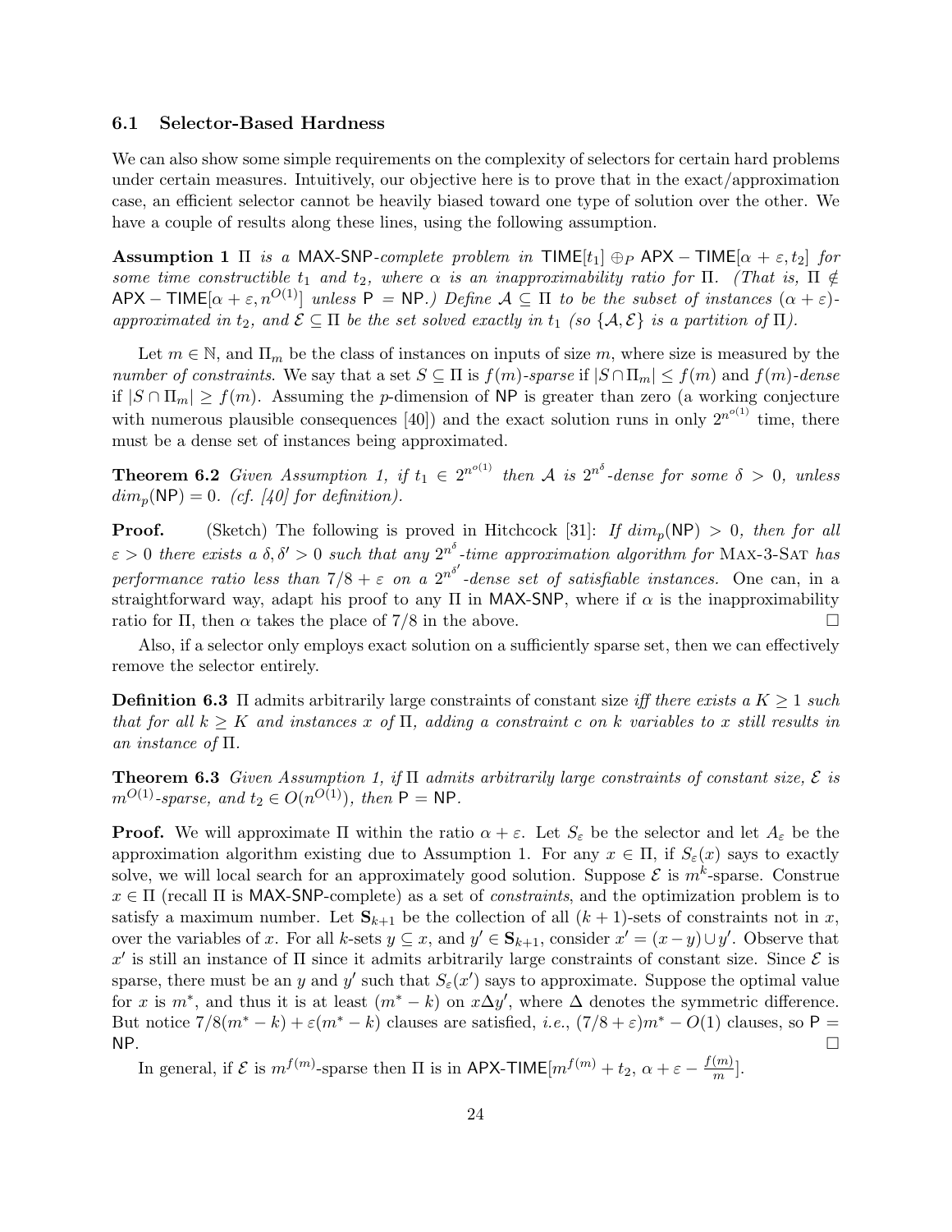### 6.1 Selector-Based Hardness

We can also show some simple requirements on the complexity of selectors for certain hard problems under certain measures. Intuitively, our objective here is to prove that in the exact/approximation case, an efficient selector cannot be heavily biased toward one type of solution over the other. We have a couple of results along these lines, using the following assumption.

**Assumption 1** *$\Pi$ is a $\mathsf{MAX\text{-}SNP}$-complete problem in $\mathsf{TIME}[t_1] \oplus_P \mathsf{APX} - \mathsf{TIME}[\alpha + \varepsilon, t_2]$ for some time constructible $t_1$ and $t_2$, where $\alpha$ is an inapproximability ratio for $\Pi$. (That is, $\Pi \notin \mathsf{APX} - \mathsf{TIME}[\alpha + \varepsilon, n^{O(1)}]$ unless $\mathsf{P} = \mathsf{NP}$.) Define $\mathcal{A} \subseteq \Pi$ to be the subset of instances $(\alpha + \varepsilon)$-approximated in $t_2$, and $\mathcal{E} \subseteq \Pi$ be the set solved exactly in $t_1$ (so $\{\mathcal{A}, \mathcal{E}\}$ is a partition of $\Pi$).*

Let $m \in \mathbb{N}$, and $\Pi_m$ be the class of instances on inputs of size $m$, where size is measured by the *number of constraints*. We say that a set $S \subseteq \Pi$ is $f(m)$*-sparse* if $|S \cap \Pi_m| \leq f(m)$ and $f(m)$*-dense* if $|S \cap \Pi_m| \geq f(m)$. Assuming the $p$-dimension of $\mathsf{NP}$ is greater than zero (a working conjecture with numerous plausible consequences [40]) and the exact solution runs in only $2^{n^{o(1)}}$ time, there must be a dense set of instances being approximated.

**Theorem 6.2** *Given Assumption 1, if $t_1 \in 2^{n^{o(1)}}$ then $\mathcal{A}$ is $2^{n^\delta}$-dense for some $\delta > 0$, unless $dim_p(\mathsf{NP}) = 0$. (cf. [40] for definition).*

**Proof.** (Sketch) The following is proved in Hitchcock [31]: *If $dim_p(\mathsf{NP}) > 0$, then for all $\varepsilon > 0$ there exists a $\delta, \delta' > 0$ such that any $2^{n^\delta}$-time approximation algorithm for* Max-3-Sat *has performance ratio less than $7/8 + \varepsilon$ on a $2^{n^{\delta'}}$-dense set of satisfiable instances.* One can, in a straightforward way, adapt his proof to any $\Pi$ in $\mathsf{MAX\text{-}SNP}$, where if $\alpha$ is the inapproximability ratio for $\Pi$, then $\alpha$ takes the place of $7/8$ in the above. □

Also, if a selector only employs exact solution on a sufficiently sparse set, then we can effectively remove the selector entirely.

**Definition 6.3** $\Pi$ admits arbitrarily large constraints of constant size *iff there exists a $K \geq 1$ such that for all $k \geq K$ and instances $x$ of $\Pi$, adding a constraint $c$ on $k$ variables to $x$ still results in an instance of $\Pi$.*

**Theorem 6.3** *Given Assumption 1, if $\Pi$ admits arbitrarily large constraints of constant size, $\mathcal{E}$ is $m^{O(1)}$-sparse, and $t_2 \in O(n^{O(1)})$, then $\mathsf{P} = \mathsf{NP}$.*

**Proof.** We will approximate $\Pi$ within the ratio $\alpha + \varepsilon$. Let $S_\varepsilon$ be the selector and let $A_\varepsilon$ be the approximation algorithm existing due to Assumption 1. For any $x \in \Pi$, if $S_\varepsilon(x)$ says to exactly solve, we will local search for an approximately good solution. Suppose $\mathcal{E}$ is $m^k$-sparse. Construe $x \in \Pi$ (recall $\Pi$ is $\mathsf{MAX\text{-}SNP}$-complete) as a set of *constraints*, and the optimization problem is to satisfy a maximum number. Let $\mathbf{S}_{k+1}$ be the collection of all $(k+1)$-sets of constraints not in $x$, over the variables of $x$. For all $k$-sets $y \subseteq x$, and $y' \in \mathbf{S}_{k+1}$, consider $x' = (x - y) \cup y'$. Observe that $x'$ is still an instance of $\Pi$ since it admits arbitrarily large constraints of constant size. Since $\mathcal{E}$ is sparse, there must be an $y$ and $y'$ such that $S_\varepsilon(x')$ says to approximate. Suppose the optimal value for $x$ is $m^*$, and thus it is at least $(m^* - k)$ on $x \Delta y'$, where $\Delta$ denotes the symmetric difference. But notice $7/8(m^* - k) + \varepsilon(m^* - k)$ clauses are satisfied, *i.e.*, $(7/8 + \varepsilon)m^* - O(1)$ clauses, so $\mathsf{P} = \mathsf{NP}$. □

In general, if $\mathcal{E}$ is $m^{f(m)}$-sparse then $\Pi$ is in $\mathsf{APX\text{-}TIME}[m^{f(m)} + t_2,\ \alpha + \varepsilon - \frac{f(m)}{m}]$.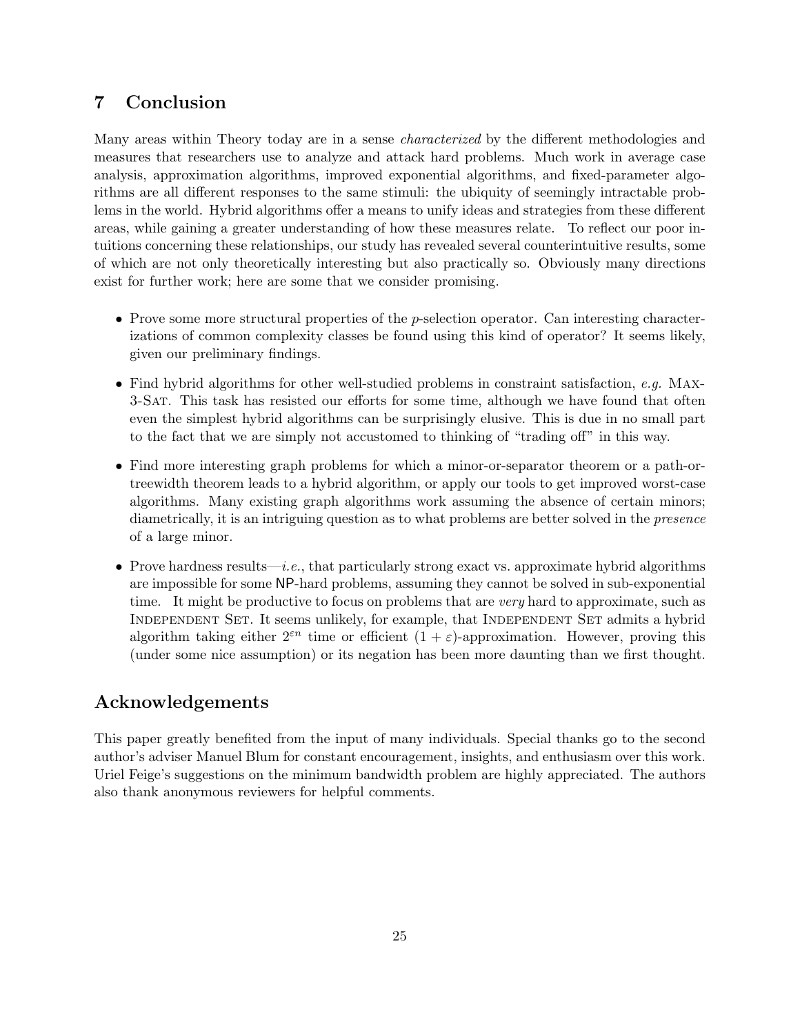## 7 Conclusion

Many areas within Theory today are in a sense *characterized* by the different methodologies and measures that researchers use to analyze and attack hard problems. Much work in average case analysis, approximation algorithms, improved exponential algorithms, and fixed-parameter algorithms are all different responses to the same stimuli: the ubiquity of seemingly intractable problems in the world. Hybrid algorithms offer a means to unify ideas and strategies from these different areas, while gaining a greater understanding of how these measures relate. To reflect our poor intuitions concerning these relationships, our study has revealed several counterintuitive results, some of which are not only theoretically interesting but also practically so. Obviously many directions exist for further work; here are some that we consider promising.

- Prove some more structural properties of the $p$-selection operator. Can interesting characterizations of common complexity classes be found using this kind of operator? It seems likely, given our preliminary findings.
- Find hybrid algorithms for other well-studied problems in constraint satisfaction, *e.g.* Max-3-Sat. This task has resisted our efforts for some time, although we have found that often even the simplest hybrid algorithms can be surprisingly elusive. This is due in no small part to the fact that we are simply not accustomed to thinking of "trading off" in this way.
- Find more interesting graph problems for which a minor-or-separator theorem or a path-or-treewidth theorem leads to a hybrid algorithm, or apply our tools to get improved worst-case algorithms. Many existing graph algorithms work assuming the absence of certain minors; diametrically, it is an intriguing question as to what problems are better solved in the *presence* of a large minor.
- Prove hardness results—*i.e.*, that particularly strong exact vs. approximate hybrid algorithms are impossible for some NP-hard problems, assuming they cannot be solved in sub-exponential time. It might be productive to focus on problems that are *very* hard to approximate, such as Independent Set. It seems unlikely, for example, that Independent Set admits a hybrid algorithm taking either $2^{\varepsilon n}$ time or efficient $(1 + \varepsilon)$-approximation. However, proving this (under some nice assumption) or its negation has been more daunting than we first thought.

## Acknowledgements

This paper greatly benefited from the input of many individuals. Special thanks go to the second author's adviser Manuel Blum for constant encouragement, insights, and enthusiasm over this work. Uriel Feige's suggestions on the minimum bandwidth problem are highly appreciated. The authors also thank anonymous reviewers for helpful comments.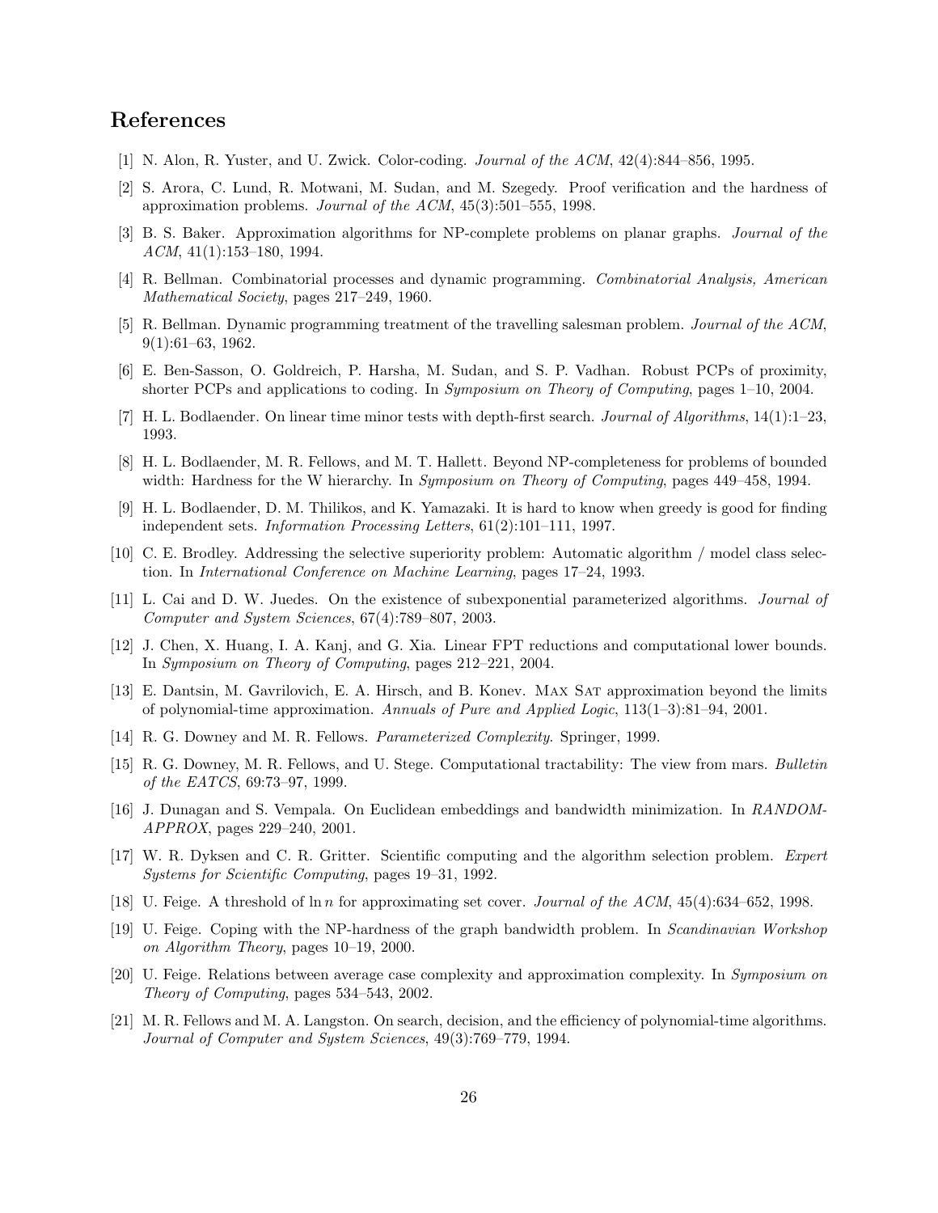## References

[1] N. Alon, R. Yuster, and U. Zwick. Color-coding. *Journal of the ACM*, 42(4):844–856, 1995.

[2] S. Arora, C. Lund, R. Motwani, M. Sudan, and M. Szegedy. Proof verification and the hardness of approximation problems. *Journal of the ACM*, 45(3):501–555, 1998.

[3] B. S. Baker. Approximation algorithms for NP-complete problems on planar graphs. *Journal of the ACM*, 41(1):153–180, 1994.

[4] R. Bellman. Combinatorial processes and dynamic programming. *Combinatorial Analysis, American Mathematical Society*, pages 217–249, 1960.

[5] R. Bellman. Dynamic programming treatment of the travelling salesman problem. *Journal of the ACM*, 9(1):61–63, 1962.

[6] E. Ben-Sasson, O. Goldreich, P. Harsha, M. Sudan, and S. P. Vadhan. Robust PCPs of proximity, shorter PCPs and applications to coding. In *Symposium on Theory of Computing*, pages 1–10, 2004.

[7] H. L. Bodlaender. On linear time minor tests with depth-first search. *Journal of Algorithms*, 14(1):1–23, 1993.

[8] H. L. Bodlaender, M. R. Fellows, and M. T. Hallett. Beyond NP-completeness for problems of bounded width: Hardness for the W hierarchy. In *Symposium on Theory of Computing*, pages 449–458, 1994.

[9] H. L. Bodlaender, D. M. Thilikos, and K. Yamazaki. It is hard to know when greedy is good for finding independent sets. *Information Processing Letters*, 61(2):101–111, 1997.

[10] C. E. Brodley. Addressing the selective superiority problem: Automatic algorithm / model class selection. In *International Conference on Machine Learning*, pages 17–24, 1993.

[11] L. Cai and D. W. Juedes. On the existence of subexponential parameterized algorithms. *Journal of Computer and System Sciences*, 67(4):789–807, 2003.

[12] J. Chen, X. Huang, I. A. Kanj, and G. Xia. Linear FPT reductions and computational lower bounds. In *Symposium on Theory of Computing*, pages 212–221, 2004.

[13] E. Dantsin, M. Gavrilovich, E. A. Hirsch, and B. Konev. Max Sat approximation beyond the limits of polynomial-time approximation. *Annuals of Pure and Applied Logic*, 113(1–3):81–94, 2001.

[14] R. G. Downey and M. R. Fellows. *Parameterized Complexity*. Springer, 1999.

[15] R. G. Downey, M. R. Fellows, and U. Stege. Computational tractability: The view from mars. *Bulletin of the EATCS*, 69:73–97, 1999.

[16] J. Dunagan and S. Vempala. On Euclidean embeddings and bandwidth minimization. In *RANDOM-APPROX*, pages 229–240, 2001.

[17] W. R. Dyksen and C. R. Gritter. Scientific computing and the algorithm selection problem. *Expert Systems for Scientific Computing*, pages 19–31, 1992.

[18] U. Feige. A threshold of $\ln n$ for approximating set cover. *Journal of the ACM*, 45(4):634–652, 1998.

[19] U. Feige. Coping with the NP-hardness of the graph bandwidth problem. In *Scandinavian Workshop on Algorithm Theory*, pages 10–19, 2000.

[20] U. Feige. Relations between average case complexity and approximation complexity. In *Symposium on Theory of Computing*, pages 534–543, 2002.

[21] M. R. Fellows and M. A. Langston. On search, decision, and the efficiency of polynomial-time algorithms. *Journal of Computer and System Sciences*, 49(3):769–779, 1994.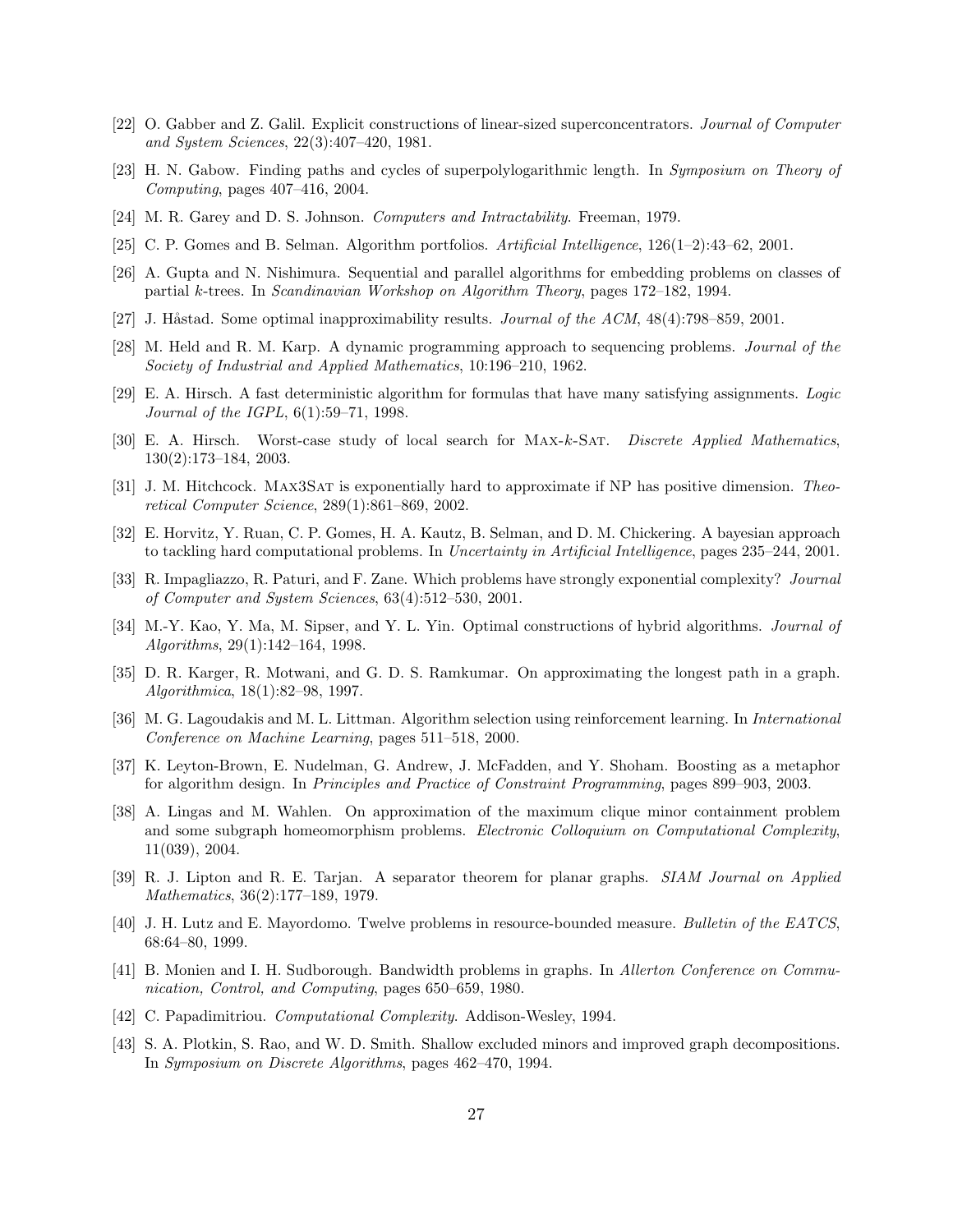[22] O. Gabber and Z. Galil. Explicit constructions of linear-sized superconcentrators. *Journal of Computer and System Sciences*, 22(3):407–420, 1981.

[23] H. N. Gabow. Finding paths and cycles of superpolylogarithmic length. In *Symposium on Theory of Computing*, pages 407–416, 2004.

[24] M. R. Garey and D. S. Johnson. *Computers and Intractability*. Freeman, 1979.

[25] C. P. Gomes and B. Selman. Algorithm portfolios. *Artificial Intelligence*, 126(1–2):43–62, 2001.

[26] A. Gupta and N. Nishimura. Sequential and parallel algorithms for embedding problems on classes of partial $k$-trees. In *Scandinavian Workshop on Algorithm Theory*, pages 172–182, 1994.

[27] J. Håstad. Some optimal inapproximability results. *Journal of the ACM*, 48(4):798–859, 2001.

[28] M. Held and R. M. Karp. A dynamic programming approach to sequencing problems. *Journal of the Society of Industrial and Applied Mathematics*, 10:196–210, 1962.

[29] E. A. Hirsch. A fast deterministic algorithm for formulas that have many satisfying assignments. *Logic Journal of the IGPL*, 6(1):59–71, 1998.

[30] E. A. Hirsch. Worst-case study of local search for Max-$k$-Sat. *Discrete Applied Mathematics*, 130(2):173–184, 2003.

[31] J. M. Hitchcock. Max3Sat is exponentially hard to approximate if NP has positive dimension. *Theoretical Computer Science*, 289(1):861–869, 2002.

[32] E. Horvitz, Y. Ruan, C. P. Gomes, H. A. Kautz, B. Selman, and D. M. Chickering. A bayesian approach to tackling hard computational problems. In *Uncertainty in Artificial Intelligence*, pages 235–244, 2001.

[33] R. Impagliazzo, R. Paturi, and F. Zane. Which problems have strongly exponential complexity? *Journal of Computer and System Sciences*, 63(4):512–530, 2001.

[34] M.-Y. Kao, Y. Ma, M. Sipser, and Y. L. Yin. Optimal constructions of hybrid algorithms. *Journal of Algorithms*, 29(1):142–164, 1998.

[35] D. R. Karger, R. Motwani, and G. D. S. Ramkumar. On approximating the longest path in a graph. *Algorithmica*, 18(1):82–98, 1997.

[36] M. G. Lagoudakis and M. L. Littman. Algorithm selection using reinforcement learning. In *International Conference on Machine Learning*, pages 511–518, 2000.

[37] K. Leyton-Brown, E. Nudelman, G. Andrew, J. McFadden, and Y. Shoham. Boosting as a metaphor for algorithm design. In *Principles and Practice of Constraint Programming*, pages 899–903, 2003.

[38] A. Lingas and M. Wahlen. On approximation of the maximum clique minor containment problem and some subgraph homeomorphism problems. *Electronic Colloquium on Computational Complexity*, 11(039), 2004.

[39] R. J. Lipton and R. E. Tarjan. A separator theorem for planar graphs. *SIAM Journal on Applied Mathematics*, 36(2):177–189, 1979.

[40] J. H. Lutz and E. Mayordomo. Twelve problems in resource-bounded measure. *Bulletin of the EATCS*, 68:64–80, 1999.

[41] B. Monien and I. H. Sudborough. Bandwidth problems in graphs. In *Allerton Conference on Communication, Control, and Computing*, pages 650–659, 1980.

[42] C. Papadimitriou. *Computational Complexity*. Addison-Wesley, 1994.

[43] S. A. Plotkin, S. Rao, and W. D. Smith. Shallow excluded minors and improved graph decompositions. In *Symposium on Discrete Algorithms*, pages 462–470, 1994.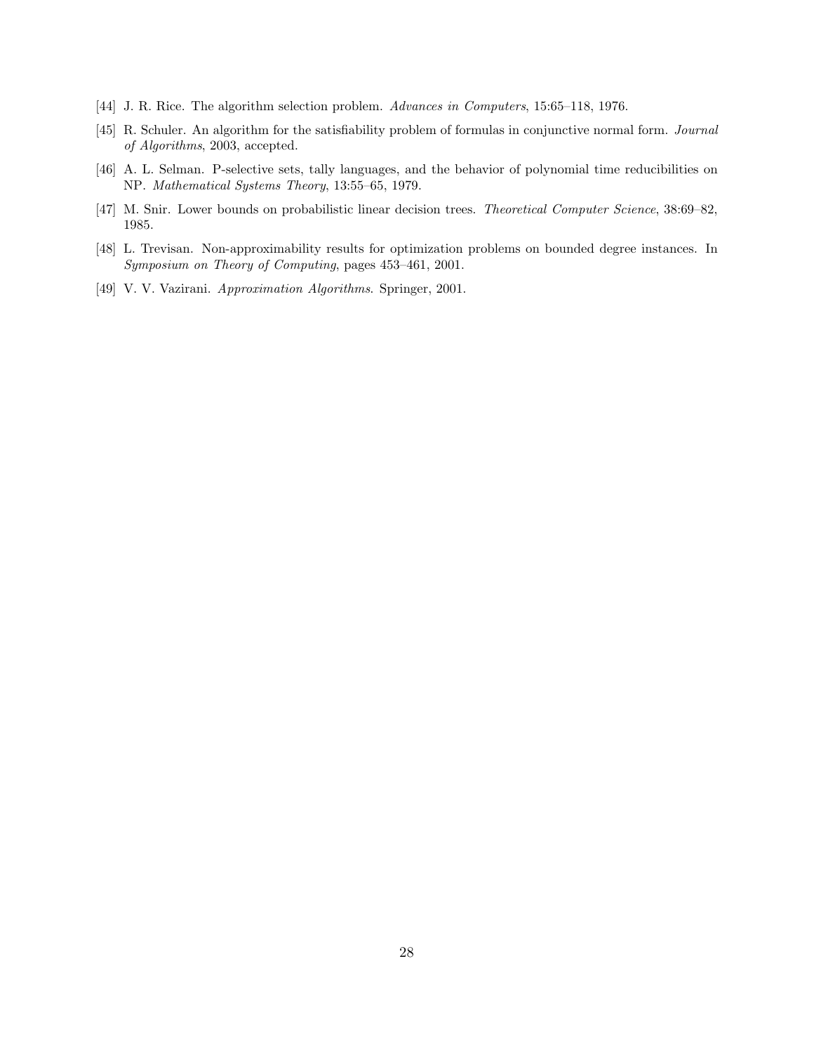[44] J. R. Rice. The algorithm selection problem. *Advances in Computers*, 15:65–118, 1976.

[45] R. Schuler. An algorithm for the satisfiability problem of formulas in conjunctive normal form. *Journal of Algorithms*, 2003, accepted.

[46] A. L. Selman. P-selective sets, tally languages, and the behavior of polynomial time reducibilities on NP. *Mathematical Systems Theory*, 13:55–65, 1979.

[47] M. Snir. Lower bounds on probabilistic linear decision trees. *Theoretical Computer Science*, 38:69–82, 1985.

[48] L. Trevisan. Non-approximability results for optimization problems on bounded degree instances. In *Symposium on Theory of Computing*, pages 453–461, 2001.

[49] V. V. Vazirani. *Approximation Algorithms*. Springer, 2001.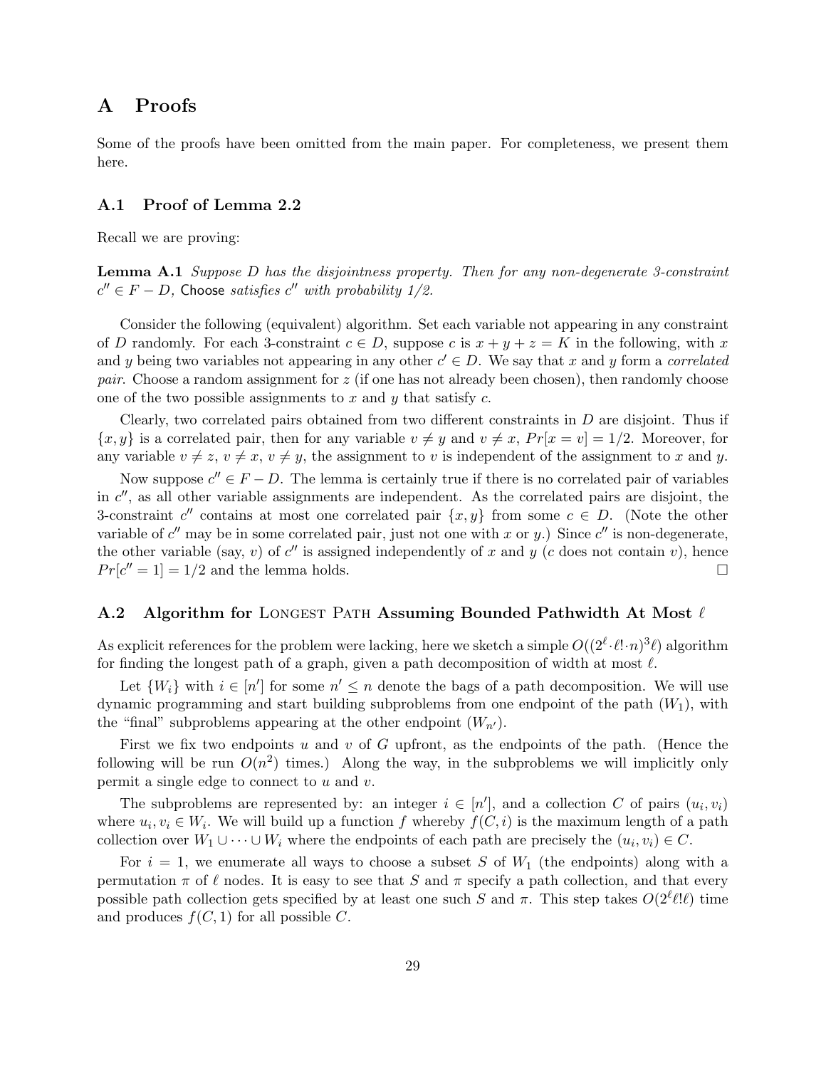## A Proofs

Some of the proofs have been omitted from the main paper. For completeness, we present them here.

### A.1 Proof of Lemma 2.2

Recall we are proving:

**Lemma A.1** *Suppose $D$ has the disjointness property. Then for any non-degenerate 3-constraint $c'' \in F - D$,* Choose *satisfies $c''$ with probability 1/2.*

Consider the following (equivalent) algorithm. Set each variable not appearing in any constraint of $D$ randomly. For each 3-constraint $c \in D$, suppose $c$ is $x + y + z = K$ in the following, with $x$ and $y$ being two variables not appearing in any other $c' \in D$. We say that $x$ and $y$ form a *correlated pair*. Choose a random assignment for $z$ (if one has not already been chosen), then randomly choose one of the two possible assignments to $x$ and $y$ that satisfy $c$.

Clearly, two correlated pairs obtained from two different constraints in $D$ are disjoint. Thus if $\{x, y\}$ is a correlated pair, then for any variable $v \neq y$ and $v \neq x$, $Pr[x = v] = 1/2$. Moreover, for any variable $v \neq z$, $v \neq x$, $v \neq y$, the assignment to $v$ is independent of the assignment to $x$ and $y$.

Now suppose $c'' \in F - D$. The lemma is certainly true if there is no correlated pair of variables in $c''$, as all other variable assignments are independent. As the correlated pairs are disjoint, the 3-constraint $c''$ contains at most one correlated pair $\{x, y\}$ from some $c \in D$. (Note the other variable of $c''$ may be in some correlated pair, just not one with $x$ or $y$.) Since $c''$ is non-degenerate, the other variable (say, $v$) of $c''$ is assigned independently of $x$ and $y$ ($c$ does not contain $v$), hence $Pr[c'' = 1] = 1/2$ and the lemma holds. □

### A.2 Algorithm for Longest Path Assuming Bounded Pathwidth At Most $\ell$

As explicit references for the problem were lacking, here we sketch a simple $O((2^{\ell} \cdot \ell! \cdot n)^3 \ell)$ algorithm for finding the longest path of a graph, given a path decomposition of width at most $\ell$.

Let $\{W_i\}$ with $i \in [n']$ for some $n' \leq n$ denote the bags of a path decomposition. We will use dynamic programming and start building subproblems from one endpoint of the path ($W_1$), with the "final" subproblems appearing at the other endpoint ($W_{n'}$).

First we fix two endpoints $u$ and $v$ of $G$ upfront, as the endpoints of the path. (Hence the following will be run $O(n^2)$ times.) Along the way, in the subproblems we will implicitly only permit a single edge to connect to $u$ and $v$.

The subproblems are represented by: an integer $i \in [n']$, and a collection $C$ of pairs $(u_i, v_i)$ where $u_i, v_i \in W_i$. We will build up a function $f$ whereby $f(C, i)$ is the maximum length of a path collection over $W_1 \cup \cdots \cup W_i$ where the endpoints of each path are precisely the $(u_i, v_i) \in C$.

For $i = 1$, we enumerate all ways to choose a subset $S$ of $W_1$ (the endpoints) along with a permutation $\pi$ of $\ell$ nodes. It is easy to see that $S$ and $\pi$ specify a path collection, and that every possible path collection gets specified by at least one such $S$ and $\pi$. This step takes $O(2^{\ell} \ell! \ell)$ time and produces $f(C, 1)$ for all possible $C$.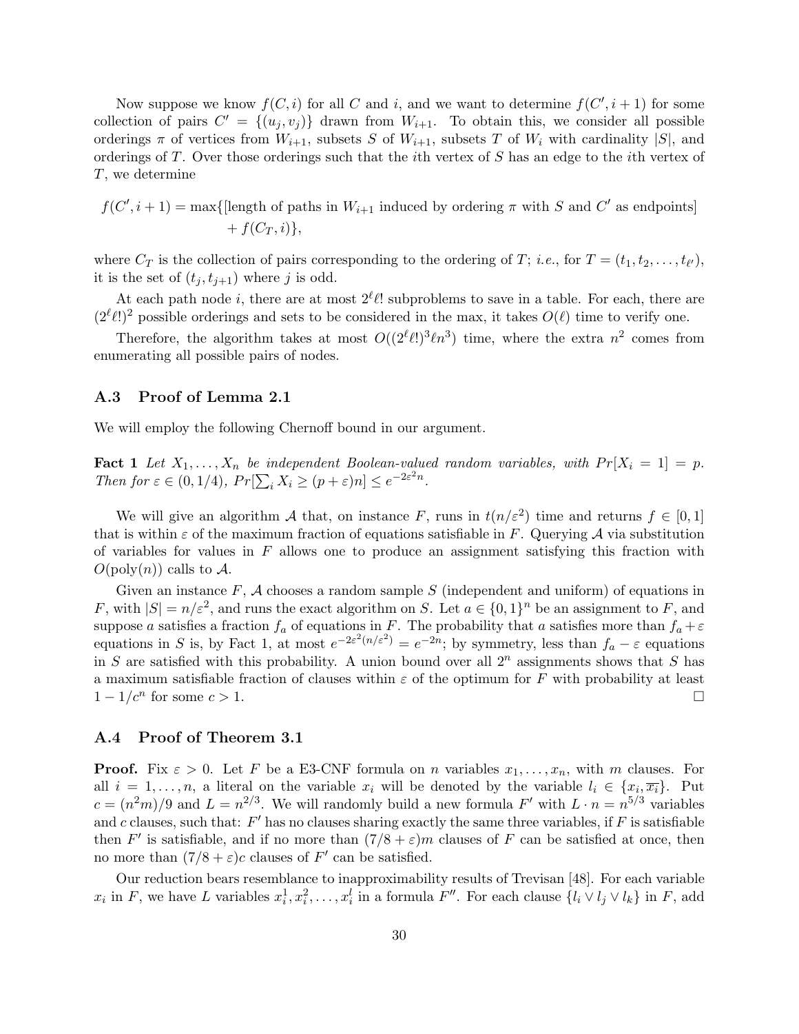Now suppose we know $f(C, i)$ for all $C$ and $i$, and we want to determine $f(C', i+1)$ for some collection of pairs $C' = \{(u_j, v_j)\}$ drawn from $W_{i+1}$. To obtain this, we consider all possible orderings $\pi$ of vertices from $W_{i+1}$, subsets $S$ of $W_{i+1}$, subsets $T$ of $W_i$ with cardinality $|S|$, and orderings of $T$. Over those orderings such that the $i$th vertex of $S$ has an edge to the $i$th vertex of $T$, we determine

$$f(C', i+1) = \max\{[\text{length of paths in } W_{i+1} \text{ induced by ordering } \pi \text{ with } S \text{ and } C' \text{ as endpoints}] + f(C_T, i)\},$$

where $C_T$ is the collection of pairs corresponding to the ordering of $T$; *i.e.*, for $T = (t_1, t_2, \ldots, t_{\ell'})$, it is the set of $(t_j, t_{j+1})$ where $j$ is odd.

At each path node $i$, there are at most $2^\ell \ell!$ subproblems to save in a table. For each, there are $(2^\ell \ell!)^2$ possible orderings and sets to be considered in the max, it takes $O(\ell)$ time to verify one.

Therefore, the algorithm takes at most $O((2^\ell \ell!)^3 \ell n^3)$ time, where the extra $n^2$ comes from enumerating all possible pairs of nodes.

### A.3 Proof of Lemma 2.1

We will employ the following Chernoff bound in our argument.

**Fact 1** *Let $X_1, \ldots, X_n$ be independent Boolean-valued random variables, with $Pr[X_i = 1] = p$. Then for $\varepsilon \in (0, 1/4)$, $Pr[\sum_i X_i \geq (p+\varepsilon)n] \leq e^{-2\varepsilon^2 n}$.*

We will give an algorithm $\mathcal{A}$ that, on instance $F$, runs in $t(n/\varepsilon^2)$ time and returns $f \in [0,1]$ that is within $\varepsilon$ of the maximum fraction of equations satisfiable in $F$. Querying $\mathcal{A}$ via substitution of variables for values in $F$ allows one to produce an assignment satisfying this fraction with $O(\text{poly}(n))$ calls to $\mathcal{A}$.

Given an instance $F$, $\mathcal{A}$ chooses a random sample $S$ (independent and uniform) of equations in $F$, with $|S| = n/\varepsilon^2$, and runs the exact algorithm on $S$. Let $a \in \{0,1\}^n$ be an assignment to $F$, and suppose $a$ satisfies a fraction $f_a$ of equations in $F$. The probability that $a$ satisfies more than $f_a + \varepsilon$ equations in $S$ is, by Fact 1, at most $e^{-2\varepsilon^2(n/\varepsilon^2)} = e^{-2n}$; by symmetry, less than $f_a - \varepsilon$ equations in $S$ are satisfied with this probability. A union bound over all $2^n$ assignments shows that $S$ has a maximum satisfiable fraction of clauses within $\varepsilon$ of the optimum for $F$ with probability at least $1 - 1/c^n$ for some $c > 1$. □

### A.4 Proof of Theorem 3.1

**Proof.** Fix $\varepsilon > 0$. Let $F$ be a E3-CNF formula on $n$ variables $x_1, \ldots, x_n$, with $m$ clauses. For all $i = 1, \ldots, n$, a literal on the variable $x_i$ will be denoted by the variable $l_i \in \{x_i, \overline{x_i}\}$. Put $c = (n^2 m)/9$ and $L = n^{2/3}$. We will randomly build a new formula $F'$ with $L \cdot n = n^{5/3}$ variables and $c$ clauses, such that: $F'$ has no clauses sharing exactly the same three variables, if $F$ is satisfiable then $F'$ is satisfiable, and if no more than $(7/8 + \varepsilon)m$ clauses of $F$ can be satisfied at once, then no more than $(7/8 + \varepsilon)c$ clauses of $F'$ can be satisfied.

Our reduction bears resemblance to inapproximability results of Trevisan [48]. For each variable $x_i$ in $F$, we have $L$ variables $x_i^1, x_i^2, \ldots, x_i^l$ in a formula $F''$. For each clause $\{l_i \vee l_j \vee l_k\}$ in $F$, add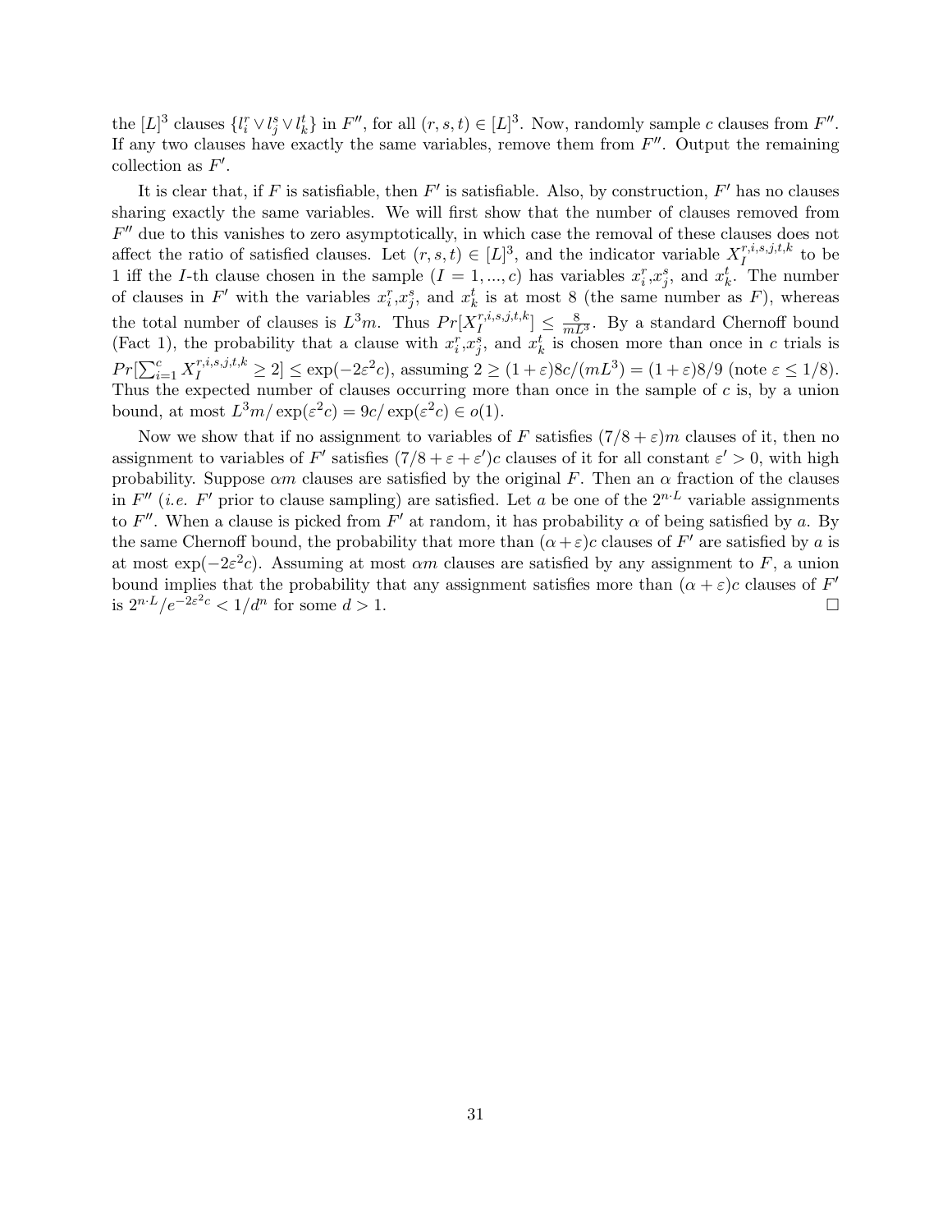the $[L]^3$ clauses $\{l_i^r \vee l_j^s \vee l_k^t\}$ in $F''$, for all $(r,s,t) \in [L]^3$. Now, randomly sample $c$ clauses from $F''$. If any two clauses have exactly the same variables, remove them from $F''$. Output the remaining collection as $F'$.

It is clear that, if $F$ is satisfiable, then $F'$ is satisfiable. Also, by construction, $F'$ has no clauses sharing exactly the same variables. We will first show that the number of clauses removed from $F''$ due to this vanishes to zero asymptotically, in which case the removal of these clauses does not affect the ratio of satisfied clauses. Let $(r,s,t) \in [L]^3$, and the indicator variable $X_I^{r,i,s,j,t,k}$ to be 1 iff the $I$-th clause chosen in the sample ($I = 1, ..., c$) has variables $x_i^r$,$x_j^s$, and $x_k^t$. The number of clauses in $F'$ with the variables $x_i^r$,$x_j^s$, and $x_k^t$ is at most 8 (the same number as $F$), whereas the total number of clauses is $L^3 m$. Thus $Pr[X_I^{r,i,s,j,t,k}] \leq \frac{8}{mL^3}$. By a standard Chernoff bound (Fact 1), the probability that a clause with $x_i^r$,$x_j^s$, and $x_k^t$ is chosen more than once in $c$ trials is $Pr[\sum_{i=1}^{c} X_I^{r,i,s,j,t,k} \geq 2] \leq \exp(-2\varepsilon^2 c)$, assuming $2 \geq (1+\varepsilon)8c/(mL^3) = (1+\varepsilon)8/9$ (note $\varepsilon \leq 1/8$). Thus the expected number of clauses occurring more than once in the sample of $c$ is, by a union bound, at most $L^3 m / \exp(\varepsilon^2 c) = 9c/\exp(\varepsilon^2 c) \in o(1)$.

Now we show that if no assignment to variables of $F$ satisfies $(7/8+\varepsilon)m$ clauses of it, then no assignment to variables of $F'$ satisfies $(7/8+\varepsilon+\varepsilon')c$ clauses of it for all constant $\varepsilon' > 0$, with high probability. Suppose $\alpha m$ clauses are satisfied by the original $F$. Then an $\alpha$ fraction of the clauses in $F''$ (*i.e.* $F'$ prior to clause sampling) are satisfied. Let $a$ be one of the $2^{n \cdot L}$ variable assignments to $F''$. When a clause is picked from $F'$ at random, it has probability $\alpha$ of being satisfied by $a$. By the same Chernoff bound, the probability that more than $(\alpha+\varepsilon)c$ clauses of $F'$ are satisfied by $a$ is at most $\exp(-2\varepsilon^2 c)$. Assuming at most $\alpha m$ clauses are satisfied by any assignment to $F$, a union bound implies that the probability that any assignment satisfies more than $(\alpha+\varepsilon)c$ clauses of $F'$ is $2^{n \cdot L}/e^{-2\varepsilon^2 c} < 1/d^n$ for some $d > 1$. □